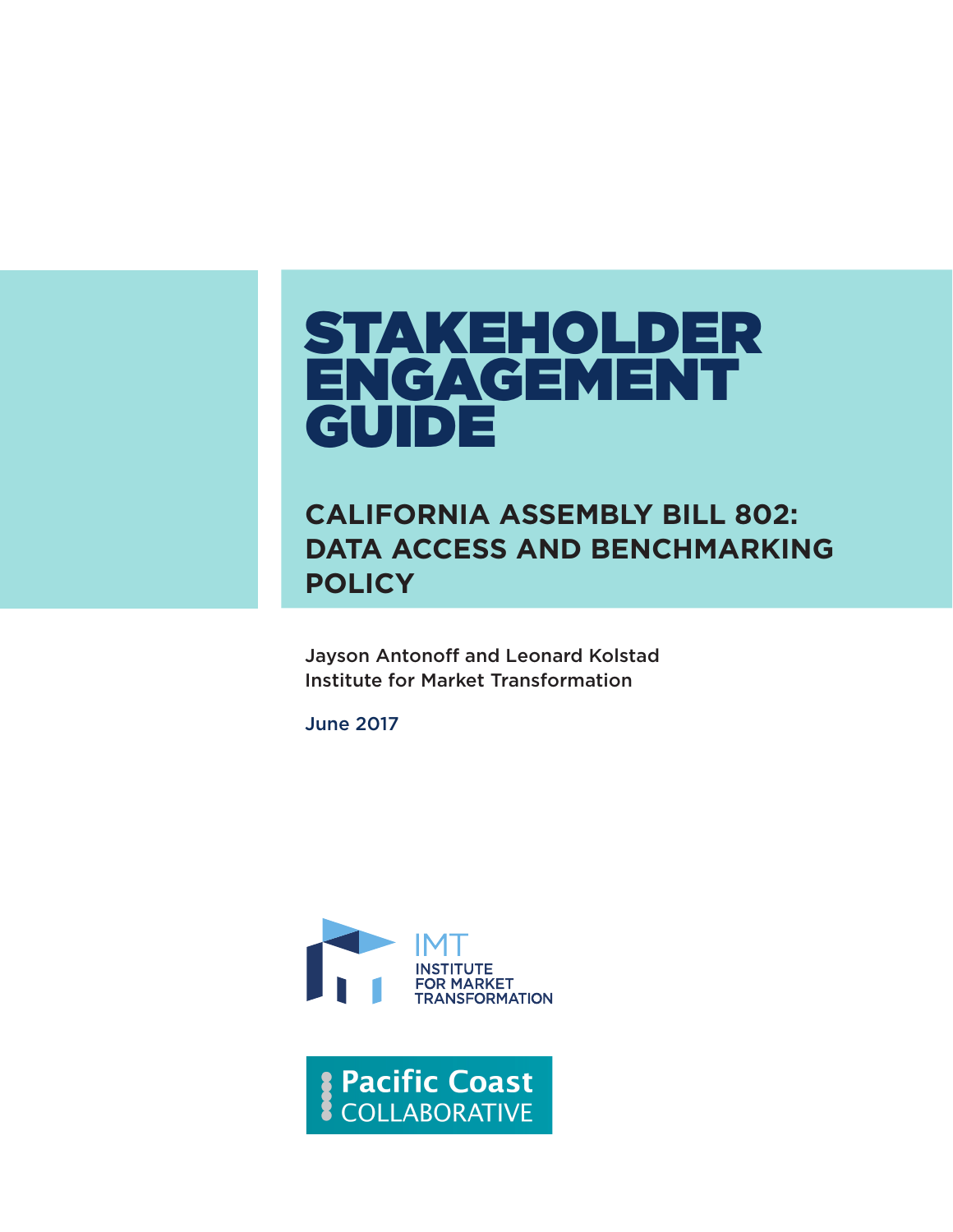# STAKEHOLDER ENGAGEMENT GUIDE

## CALIFORNIA ASSEMBLY BILL 802: DATA ACCESS AND BENCHMARKING POLICY

Jayson Antonoff and Leonard Kolstad
Institute for Market Transformation

June 2017

IMT INSTITUTE FOR MARKET TRANSFORMATION

Pacific Coast COLLABORATIVE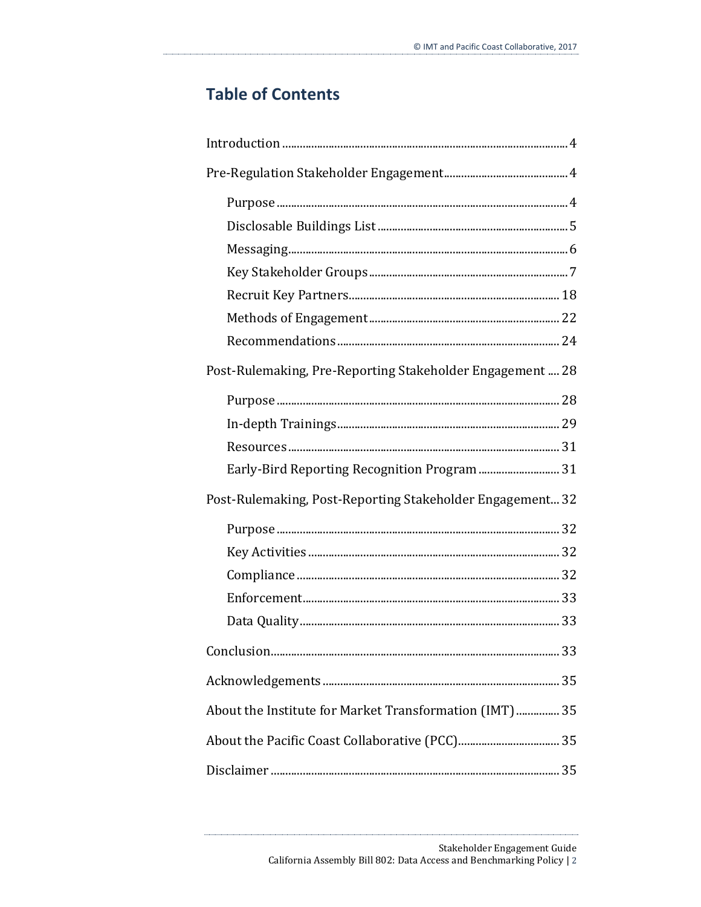# Table of Contents

Introduction ..... 4

Pre-Regulation Stakeholder Engagement ..... 4

- Purpose ..... 4
- Disclosable Buildings List ..... 5
- Messaging ..... 6
- Key Stakeholder Groups ..... 7
- Recruit Key Partners ..... 18
- Methods of Engagement ..... 22
- Recommendations ..... 24

Post-Rulemaking, Pre-Reporting Stakeholder Engagement ..... 28

- Purpose ..... 28
- In-depth Trainings ..... 29
- Resources ..... 31
- Early-Bird Reporting Recognition Program ..... 31

Post-Rulemaking, Post-Reporting Stakeholder Engagement ..... 32

- Purpose ..... 32
- Key Activities ..... 32
- Compliance ..... 32
- Enforcement ..... 33
- Data Quality ..... 33

Conclusion ..... 33

Acknowledgements ..... 35

About the Institute for Market Transformation (IMT) ..... 35

About the Pacific Coast Collaborative (PCC) ..... 35

Disclaimer ..... 35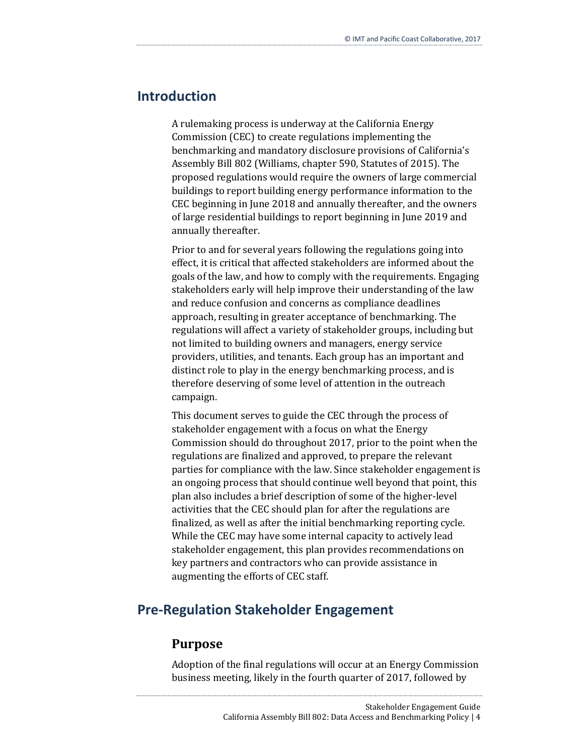## Introduction

A rulemaking process is underway at the California Energy Commission (CEC) to create regulations implementing the benchmarking and mandatory disclosure provisions of California's Assembly Bill 802 (Williams, chapter 590, Statutes of 2015). The proposed regulations would require the owners of large commercial buildings to report building energy performance information to the CEC beginning in June 2018 and annually thereafter, and the owners of large residential buildings to report beginning in June 2019 and annually thereafter.

Prior to and for several years following the regulations going into effect, it is critical that affected stakeholders are informed about the goals of the law, and how to comply with the requirements. Engaging stakeholders early will help improve their understanding of the law and reduce confusion and concerns as compliance deadlines approach, resulting in greater acceptance of benchmarking. The regulations will affect a variety of stakeholder groups, including but not limited to building owners and managers, energy service providers, utilities, and tenants. Each group has an important and distinct role to play in the energy benchmarking process, and is therefore deserving of some level of attention in the outreach campaign.

This document serves to guide the CEC through the process of stakeholder engagement with a focus on what the Energy Commission should do throughout 2017, prior to the point when the regulations are finalized and approved, to prepare the relevant parties for compliance with the law. Since stakeholder engagement is an ongoing process that should continue well beyond that point, this plan also includes a brief description of some of the higher-level activities that the CEC should plan for after the regulations are finalized, as well as after the initial benchmarking reporting cycle. While the CEC may have some internal capacity to actively lead stakeholder engagement, this plan provides recommendations on key partners and contractors who can provide assistance in augmenting the efforts of CEC staff.

## Pre-Regulation Stakeholder Engagement

### Purpose

Adoption of the final regulations will occur at an Energy Commission business meeting, likely in the fourth quarter of 2017, followed by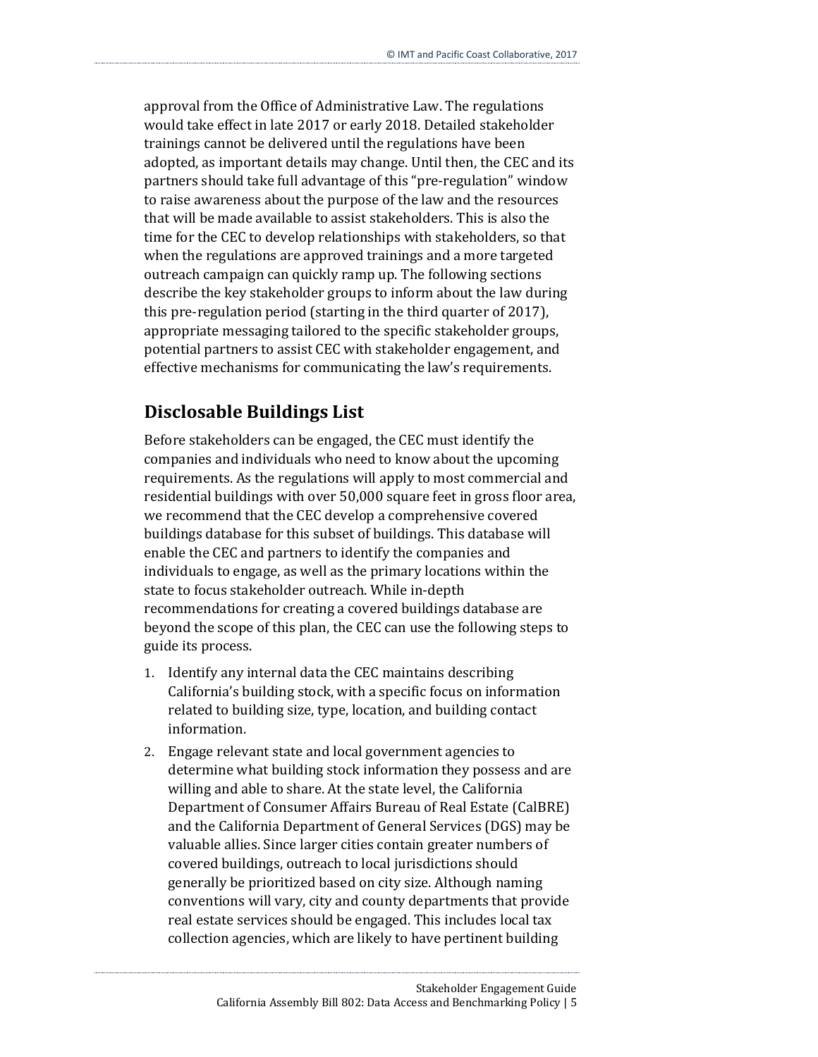approval from the Office of Administrative Law. The regulations would take effect in late 2017 or early 2018. Detailed stakeholder trainings cannot be delivered until the regulations have been adopted, as important details may change. Until then, the CEC and its partners should take full advantage of this "pre-regulation" window to raise awareness about the purpose of the law and the resources that will be made available to assist stakeholders. This is also the time for the CEC to develop relationships with stakeholders, so that when the regulations are approved trainings and a more targeted outreach campaign can quickly ramp up. The following sections describe the key stakeholder groups to inform about the law during this pre-regulation period (starting in the third quarter of 2017), appropriate messaging tailored to the specific stakeholder groups, potential partners to assist CEC with stakeholder engagement, and effective mechanisms for communicating the law's requirements.

## Disclosable Buildings List

Before stakeholders can be engaged, the CEC must identify the companies and individuals who need to know about the upcoming requirements. As the regulations will apply to most commercial and residential buildings with over 50,000 square feet in gross floor area, we recommend that the CEC develop a comprehensive covered buildings database for this subset of buildings. This database will enable the CEC and partners to identify the companies and individuals to engage, as well as the primary locations within the state to focus stakeholder outreach. While in-depth recommendations for creating a covered buildings database are beyond the scope of this plan, the CEC can use the following steps to guide its process.

1. Identify any internal data the CEC maintains describing California's building stock, with a specific focus on information related to building size, type, location, and building contact information.
2. Engage relevant state and local government agencies to determine what building stock information they possess and are willing and able to share. At the state level, the California Department of Consumer Affairs Bureau of Real Estate (CalBRE) and the California Department of General Services (DGS) may be valuable allies. Since larger cities contain greater numbers of covered buildings, outreach to local jurisdictions should generally be prioritized based on city size. Although naming conventions will vary, city and county departments that provide real estate services should be engaged. This includes local tax collection agencies, which are likely to have pertinent building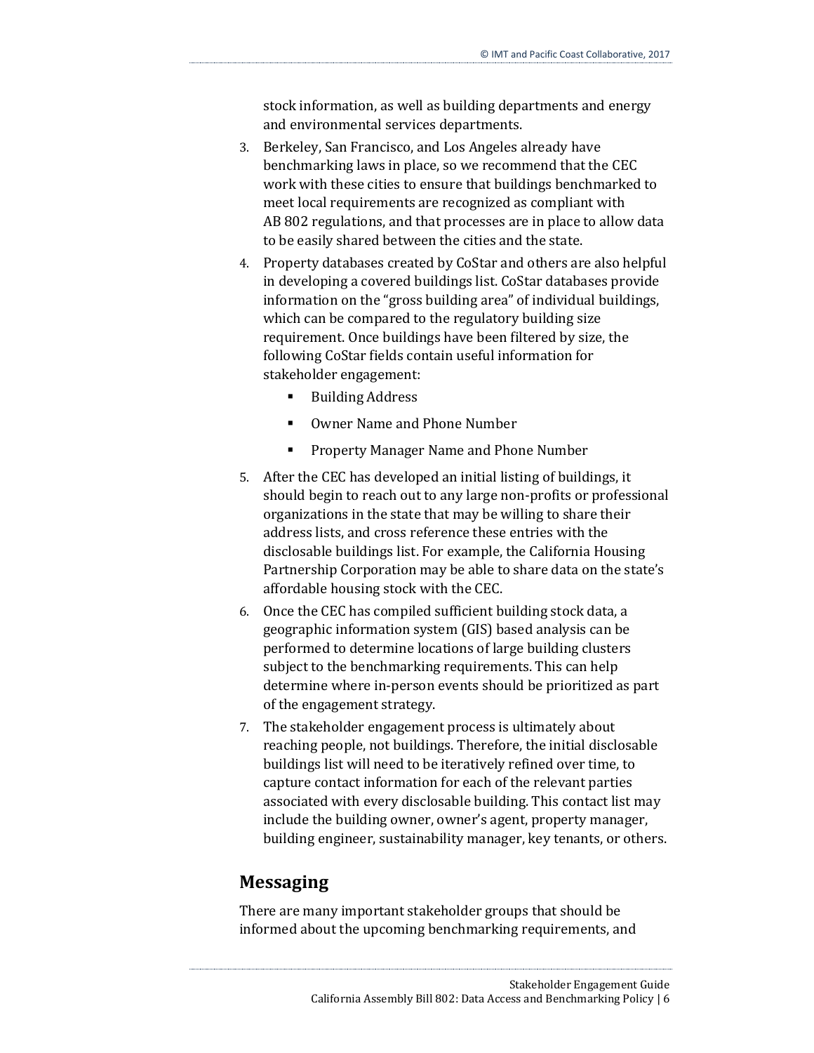stock information, as well as building departments and energy and environmental services departments.

3. Berkeley, San Francisco, and Los Angeles already have benchmarking laws in place, so we recommend that the CEC work with these cities to ensure that buildings benchmarked to meet local requirements are recognized as compliant with AB 802 regulations, and that processes are in place to allow data to be easily shared between the cities and the state.
4. Property databases created by CoStar and others are also helpful in developing a covered buildings list. CoStar databases provide information on the "gross building area" of individual buildings, which can be compared to the regulatory building size requirement. Once buildings have been filtered by size, the following CoStar fields contain useful information for stakeholder engagement:
    - Building Address
    - Owner Name and Phone Number
    - Property Manager Name and Phone Number
5. After the CEC has developed an initial listing of buildings, it should begin to reach out to any large non-profits or professional organizations in the state that may be willing to share their address lists, and cross reference these entries with the disclosable buildings list. For example, the California Housing Partnership Corporation may be able to share data on the state's affordable housing stock with the CEC.
6. Once the CEC has compiled sufficient building stock data, a geographic information system (GIS) based analysis can be performed to determine locations of large building clusters subject to the benchmarking requirements. This can help determine where in-person events should be prioritized as part of the engagement strategy.
7. The stakeholder engagement process is ultimately about reaching people, not buildings. Therefore, the initial disclosable buildings list will need to be iteratively refined over time, to capture contact information for each of the relevant parties associated with every disclosable building. This contact list may include the building owner, owner's agent, property manager, building engineer, sustainability manager, key tenants, or others.

## Messaging

There are many important stakeholder groups that should be informed about the upcoming benchmarking requirements, and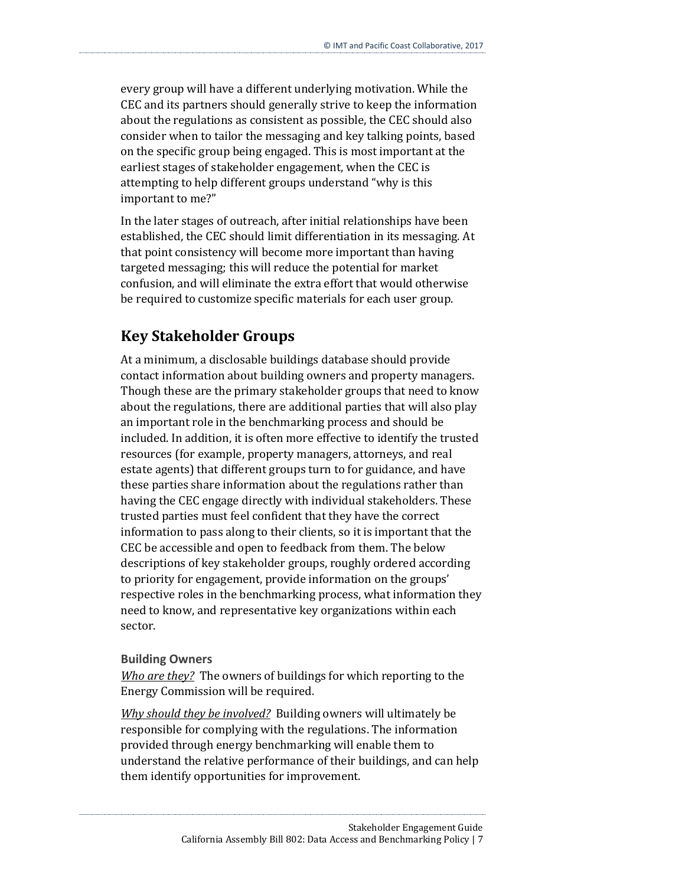every group will have a different underlying motivation. While the CEC and its partners should generally strive to keep the information about the regulations as consistent as possible, the CEC should also consider when to tailor the messaging and key talking points, based on the specific group being engaged. This is most important at the earliest stages of stakeholder engagement, when the CEC is attempting to help different groups understand "why is this important to me?"

In the later stages of outreach, after initial relationships have been established, the CEC should limit differentiation in its messaging. At that point consistency will become more important than having targeted messaging; this will reduce the potential for market confusion, and will eliminate the extra effort that would otherwise be required to customize specific materials for each user group.

## Key Stakeholder Groups

At a minimum, a disclosable buildings database should provide contact information about building owners and property managers. Though these are the primary stakeholder groups that need to know about the regulations, there are additional parties that will also play an important role in the benchmarking process and should be included. In addition, it is often more effective to identify the trusted resources (for example, property managers, attorneys, and real estate agents) that different groups turn to for guidance, and have these parties share information about the regulations rather than having the CEC engage directly with individual stakeholders. These trusted parties must feel confident that they have the correct information to pass along to their clients, so it is important that the CEC be accessible and open to feedback from them. The below descriptions of key stakeholder groups, roughly ordered according to priority for engagement, provide information on the groups' respective roles in the benchmarking process, what information they need to know, and representative key organizations within each sector.

### Building Owners

*Who are they?* The owners of buildings for which reporting to the Energy Commission will be required.

*Why should they be involved?* Building owners will ultimately be responsible for complying with the regulations. The information provided through energy benchmarking will enable them to understand the relative performance of their buildings, and can help them identify opportunities for improvement.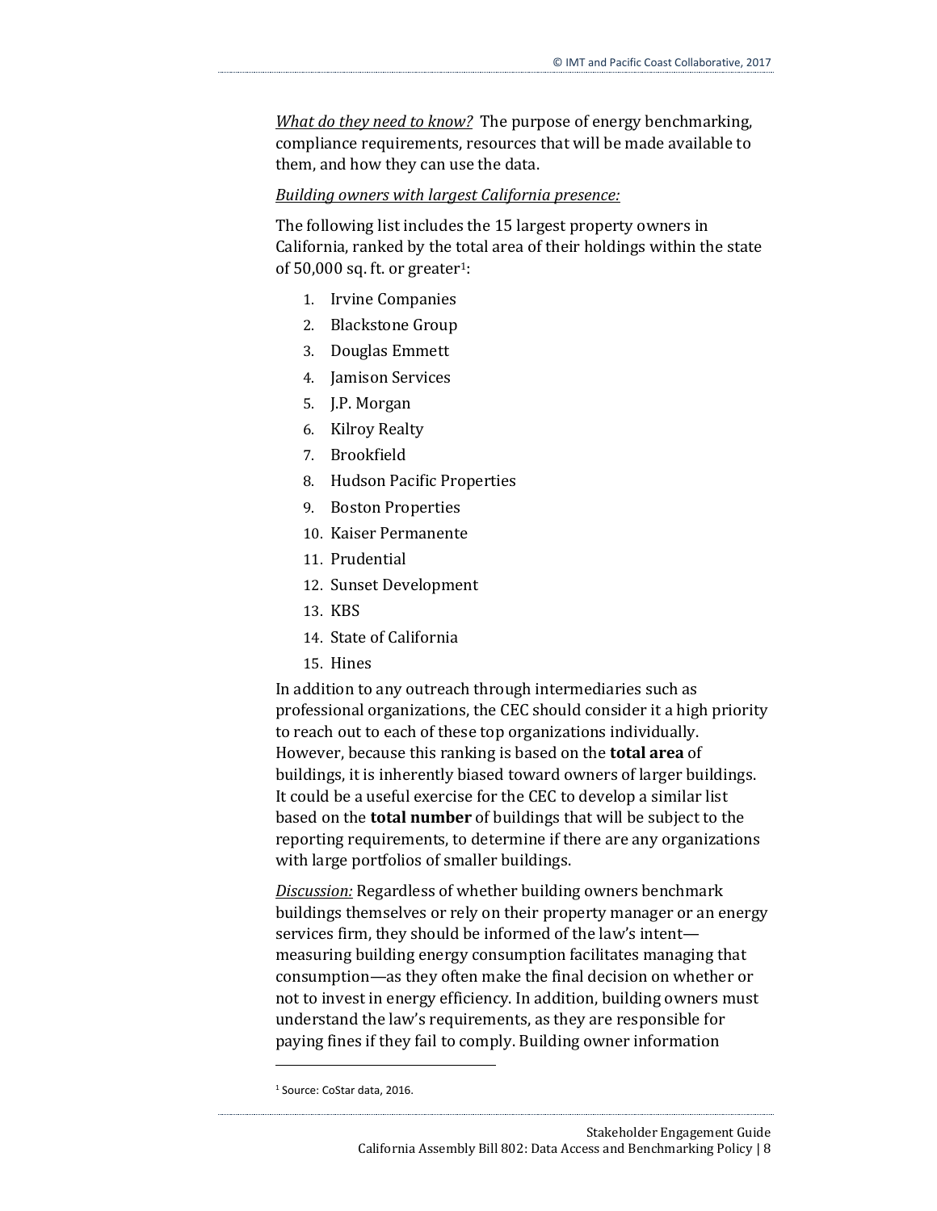*What do they need to know?* The purpose of energy benchmarking, compliance requirements, resources that will be made available to them, and how they can use the data.

*Building owners with largest California presence:*

The following list includes the 15 largest property owners in California, ranked by the total area of their holdings within the state of 50,000 sq. ft. or greater[1]:

1. Irvine Companies
2. Blackstone Group
3. Douglas Emmett
4. Jamison Services
5. J.P. Morgan
6. Kilroy Realty
7. Brookfield
8. Hudson Pacific Properties
9. Boston Properties
10. Kaiser Permanente
11. Prudential
12. Sunset Development
13. KBS
14. State of California
15. Hines

In addition to any outreach through intermediaries such as professional organizations, the CEC should consider it a high priority to reach out to each of these top organizations individually. However, because this ranking is based on the **total area** of buildings, it is inherently biased toward owners of larger buildings. It could be a useful exercise for the CEC to develop a similar list based on the **total number** of buildings that will be subject to the reporting requirements, to determine if there are any organizations with large portfolios of smaller buildings.

*Discussion:* Regardless of whether building owners benchmark buildings themselves or rely on their property manager or an energy services firm, they should be informed of the law's intent—measuring building energy consumption facilitates managing that consumption—as they often make the final decision on whether or not to invest in energy efficiency. In addition, building owners must understand the law's requirements, as they are responsible for paying fines if they fail to comply. Building owner information

[1] Source: CoStar data, 2016.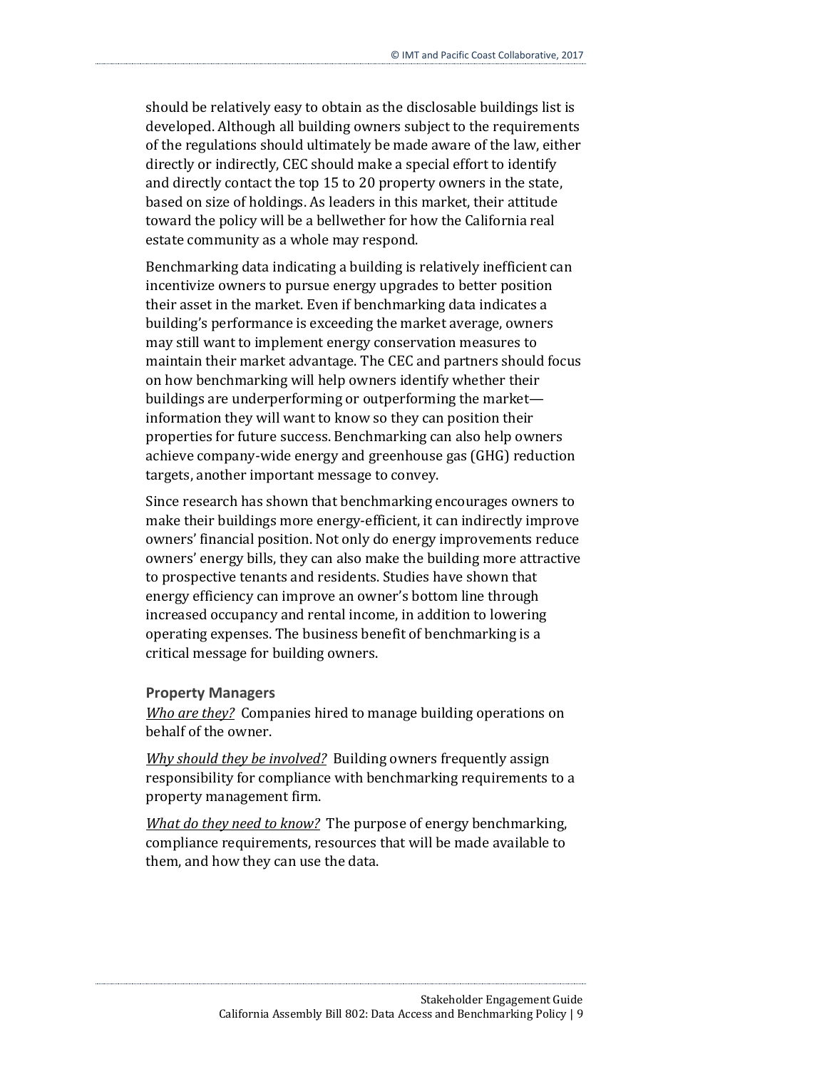should be relatively easy to obtain as the disclosable buildings list is developed. Although all building owners subject to the requirements of the regulations should ultimately be made aware of the law, either directly or indirectly, CEC should make a special effort to identify and directly contact the top 15 to 20 property owners in the state, based on size of holdings. As leaders in this market, their attitude toward the policy will be a bellwether for how the California real estate community as a whole may respond.

Benchmarking data indicating a building is relatively inefficient can incentivize owners to pursue energy upgrades to better position their asset in the market. Even if benchmarking data indicates a building's performance is exceeding the market average, owners may still want to implement energy conservation measures to maintain their market advantage. The CEC and partners should focus on how benchmarking will help owners identify whether their buildings are underperforming or outperforming the market—information they will want to know so they can position their properties for future success. Benchmarking can also help owners achieve company-wide energy and greenhouse gas (GHG) reduction targets, another important message to convey.

Since research has shown that benchmarking encourages owners to make their buildings more energy-efficient, it can indirectly improve owners' financial position. Not only do energy improvements reduce owners' energy bills, they can also make the building more attractive to prospective tenants and residents. Studies have shown that energy efficiency can improve an owner's bottom line through increased occupancy and rental income, in addition to lowering operating expenses. The business benefit of benchmarking is a critical message for building owners.

### Property Managers

*Who are they?* Companies hired to manage building operations on behalf of the owner.

*Why should they be involved?* Building owners frequently assign responsibility for compliance with benchmarking requirements to a property management firm.

*What do they need to know?* The purpose of energy benchmarking, compliance requirements, resources that will be made available to them, and how they can use the data.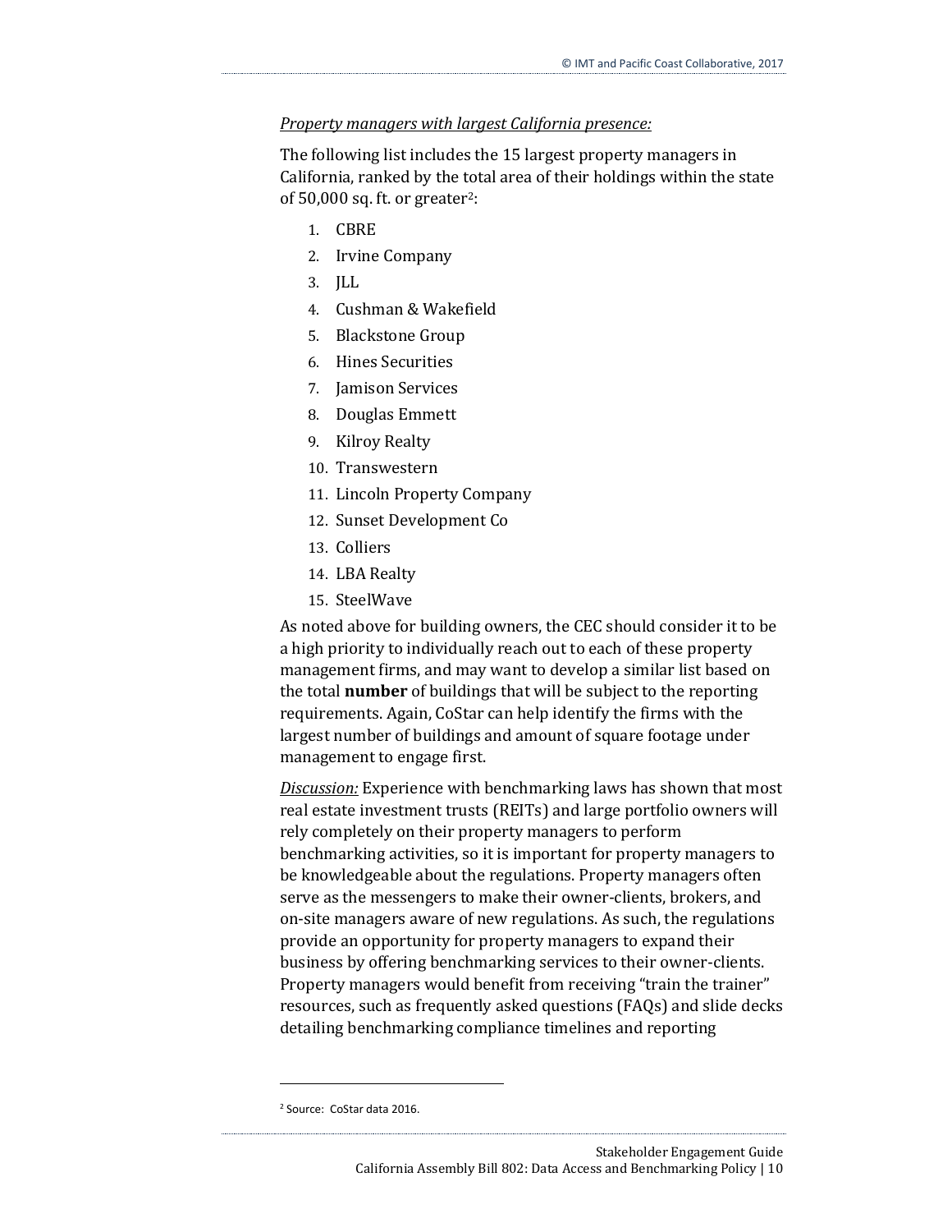*Property managers with largest California presence:*

The following list includes the 15 largest property managers in California, ranked by the total area of their holdings within the state of 50,000 sq. ft. or greater[2]:

1. CBRE
2. Irvine Company
3. JLL
4. Cushman & Wakefield
5. Blackstone Group
6. Hines Securities
7. Jamison Services
8. Douglas Emmett
9. Kilroy Realty
10. Transwestern
11. Lincoln Property Company
12. Sunset Development Co
13. Colliers
14. LBA Realty
15. SteelWave

As noted above for building owners, the CEC should consider it to be a high priority to individually reach out to each of these property management firms, and may want to develop a similar list based on the total **number** of buildings that will be subject to the reporting requirements. Again, CoStar can help identify the firms with the largest number of buildings and amount of square footage under management to engage first.

*Discussion:* Experience with benchmarking laws has shown that most real estate investment trusts (REITs) and large portfolio owners will rely completely on their property managers to perform benchmarking activities, so it is important for property managers to be knowledgeable about the regulations. Property managers often serve as the messengers to make their owner-clients, brokers, and on-site managers aware of new regulations. As such, the regulations provide an opportunity for property managers to expand their business by offering benchmarking services to their owner-clients. Property managers would benefit from receiving "train the trainer" resources, such as frequently asked questions (FAQs) and slide decks detailing benchmarking compliance timelines and reporting

---

[2] Source: CoStar data 2016.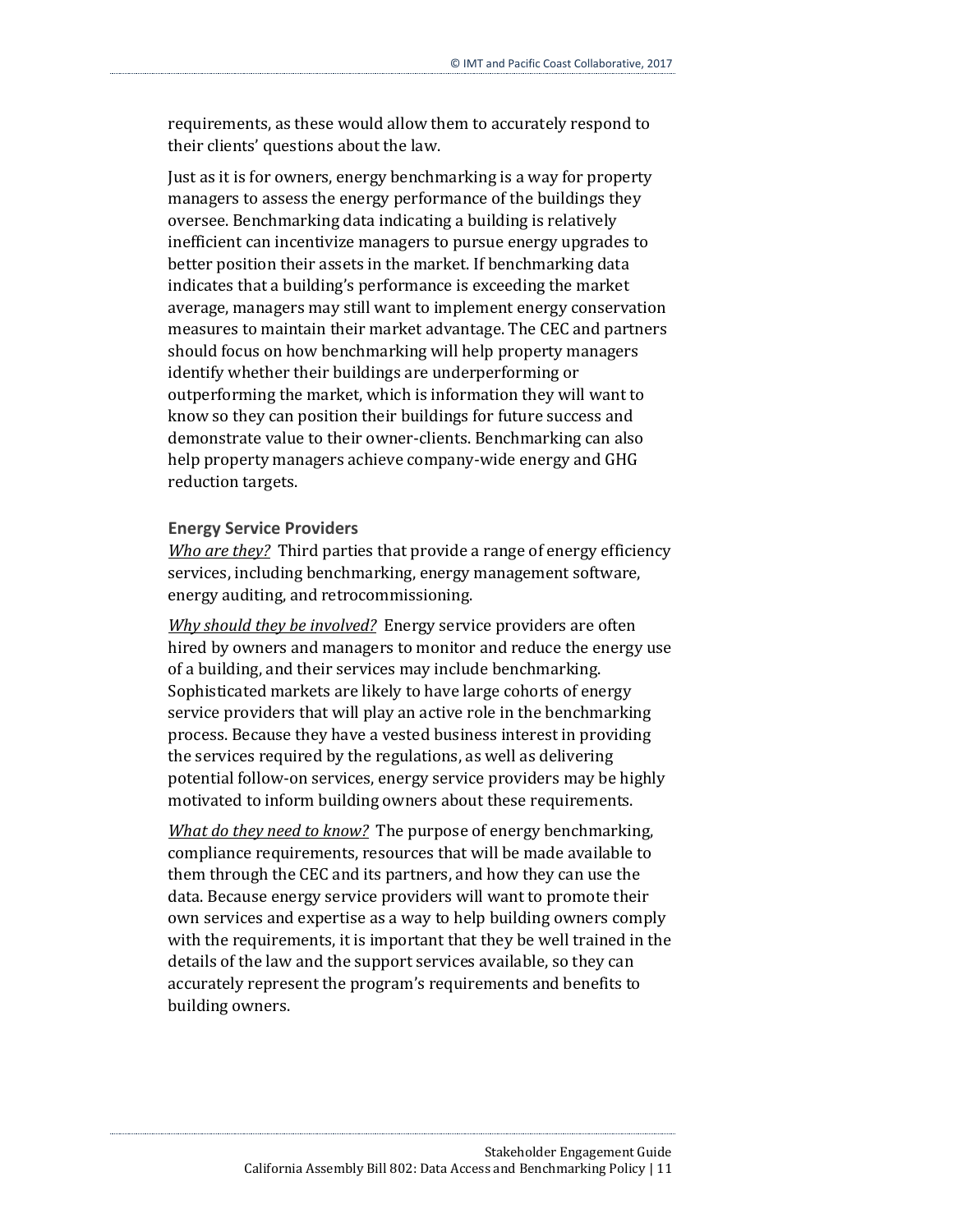requirements, as these would allow them to accurately respond to their clients' questions about the law.

Just as it is for owners, energy benchmarking is a way for property managers to assess the energy performance of the buildings they oversee. Benchmarking data indicating a building is relatively inefficient can incentivize managers to pursue energy upgrades to better position their assets in the market. If benchmarking data indicates that a building's performance is exceeding the market average, managers may still want to implement energy conservation measures to maintain their market advantage. The CEC and partners should focus on how benchmarking will help property managers identify whether their buildings are underperforming or outperforming the market, which is information they will want to know so they can position their buildings for future success and demonstrate value to their owner-clients. Benchmarking can also help property managers achieve company-wide energy and GHG reduction targets.

### Energy Service Providers

*Who are they?* Third parties that provide a range of energy efficiency services, including benchmarking, energy management software, energy auditing, and retrocommissioning.

*Why should they be involved?* Energy service providers are often hired by owners and managers to monitor and reduce the energy use of a building, and their services may include benchmarking. Sophisticated markets are likely to have large cohorts of energy service providers that will play an active role in the benchmarking process. Because they have a vested business interest in providing the services required by the regulations, as well as delivering potential follow-on services, energy service providers may be highly motivated to inform building owners about these requirements.

*What do they need to know?* The purpose of energy benchmarking, compliance requirements, resources that will be made available to them through the CEC and its partners, and how they can use the data. Because energy service providers will want to promote their own services and expertise as a way to help building owners comply with the requirements, it is important that they be well trained in the details of the law and the support services available, so they can accurately represent the program's requirements and benefits to building owners.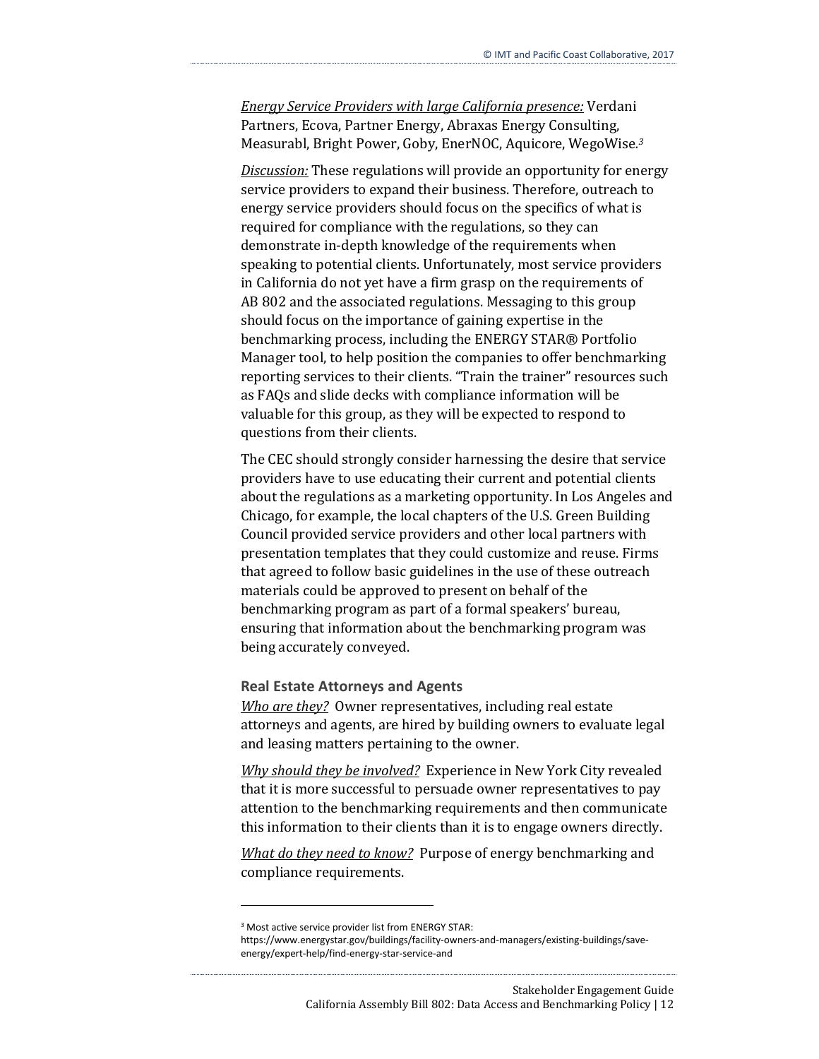*Energy Service Providers with large California presence:* Verdani Partners, Ecova, Partner Energy, Abraxas Energy Consulting, Measurabl, Bright Power, Goby, EnerNOC, Aquicore, WegoWise.[3]

*Discussion:* These regulations will provide an opportunity for energy service providers to expand their business. Therefore, outreach to energy service providers should focus on the specifics of what is required for compliance with the regulations, so they can demonstrate in-depth knowledge of the requirements when speaking to potential clients. Unfortunately, most service providers in California do not yet have a firm grasp on the requirements of AB 802 and the associated regulations. Messaging to this group should focus on the importance of gaining expertise in the benchmarking process, including the ENERGY STAR® Portfolio Manager tool, to help position the companies to offer benchmarking reporting services to their clients. "Train the trainer" resources such as FAQs and slide decks with compliance information will be valuable for this group, as they will be expected to respond to questions from their clients.

The CEC should strongly consider harnessing the desire that service providers have to use educating their current and potential clients about the regulations as a marketing opportunity. In Los Angeles and Chicago, for example, the local chapters of the U.S. Green Building Council provided service providers and other local partners with presentation templates that they could customize and reuse. Firms that agreed to follow basic guidelines in the use of these outreach materials could be approved to present on behalf of the benchmarking program as part of a formal speakers' bureau, ensuring that information about the benchmarking program was being accurately conveyed.

### Real Estate Attorneys and Agents

*Who are they?* Owner representatives, including real estate attorneys and agents, are hired by building owners to evaluate legal and leasing matters pertaining to the owner.

*Why should they be involved?* Experience in New York City revealed that it is more successful to persuade owner representatives to pay attention to the benchmarking requirements and then communicate this information to their clients than it is to engage owners directly.

*What do they need to know?* Purpose of energy benchmarking and compliance requirements.

---

[3] Most active service provider list from ENERGY STAR: https://www.energystar.gov/buildings/facility-owners-and-managers/existing-buildings/save-energy/expert-help/find-energy-star-service-and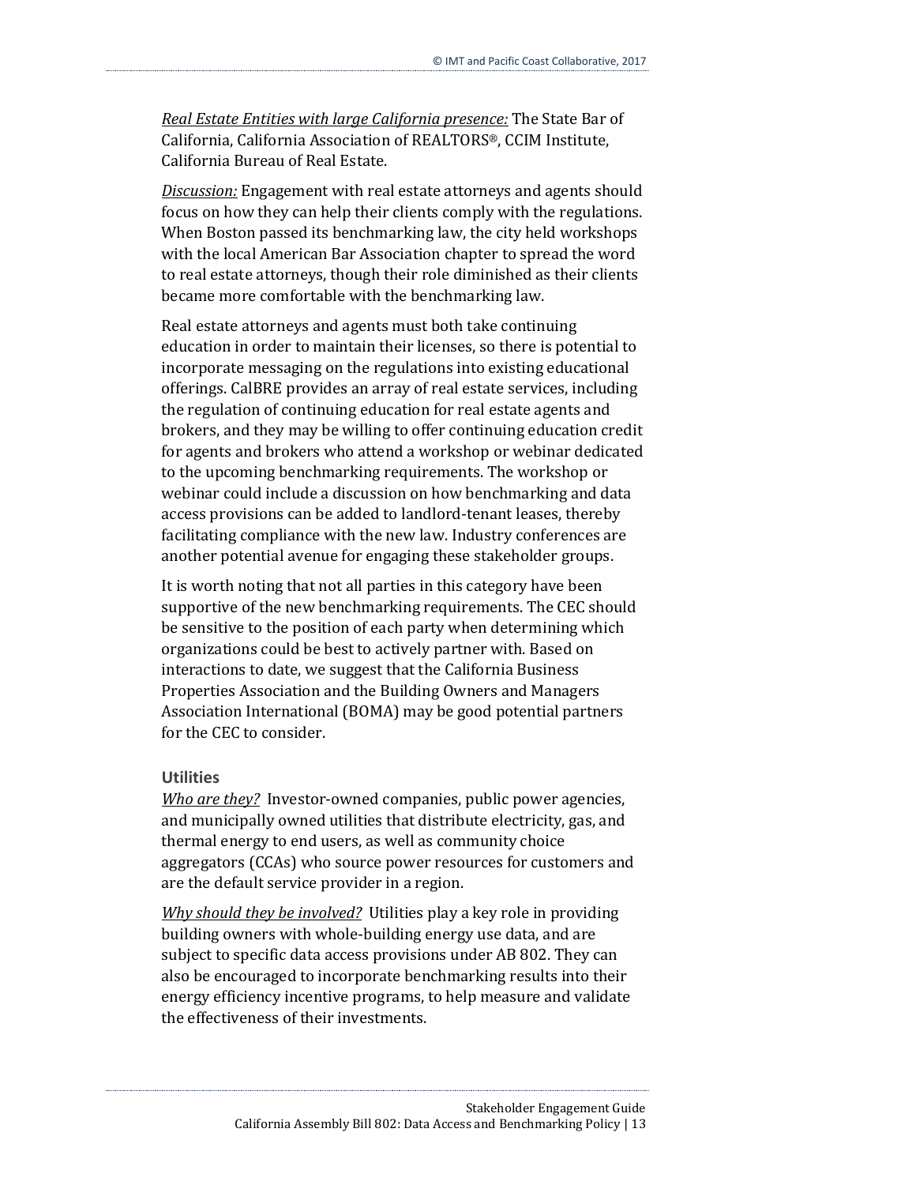*Real Estate Entities with large California presence:* The State Bar of California, California Association of REALTORS®, CCIM Institute, California Bureau of Real Estate.

*Discussion:* Engagement with real estate attorneys and agents should focus on how they can help their clients comply with the regulations. When Boston passed its benchmarking law, the city held workshops with the local American Bar Association chapter to spread the word to real estate attorneys, though their role diminished as their clients became more comfortable with the benchmarking law.

Real estate attorneys and agents must both take continuing education in order to maintain their licenses, so there is potential to incorporate messaging on the regulations into existing educational offerings. CalBRE provides an array of real estate services, including the regulation of continuing education for real estate agents and brokers, and they may be willing to offer continuing education credit for agents and brokers who attend a workshop or webinar dedicated to the upcoming benchmarking requirements. The workshop or webinar could include a discussion on how benchmarking and data access provisions can be added to landlord-tenant leases, thereby facilitating compliance with the new law. Industry conferences are another potential avenue for engaging these stakeholder groups.

It is worth noting that not all parties in this category have been supportive of the new benchmarking requirements. The CEC should be sensitive to the position of each party when determining which organizations could be best to actively partner with. Based on interactions to date, we suggest that the California Business Properties Association and the Building Owners and Managers Association International (BOMA) may be good potential partners for the CEC to consider.

### Utilities

*Who are they?* Investor-owned companies, public power agencies, and municipally owned utilities that distribute electricity, gas, and thermal energy to end users, as well as community choice aggregators (CCAs) who source power resources for customers and are the default service provider in a region.

*Why should they be involved?* Utilities play a key role in providing building owners with whole-building energy use data, and are subject to specific data access provisions under AB 802. They can also be encouraged to incorporate benchmarking results into their energy efficiency incentive programs, to help measure and validate the effectiveness of their investments.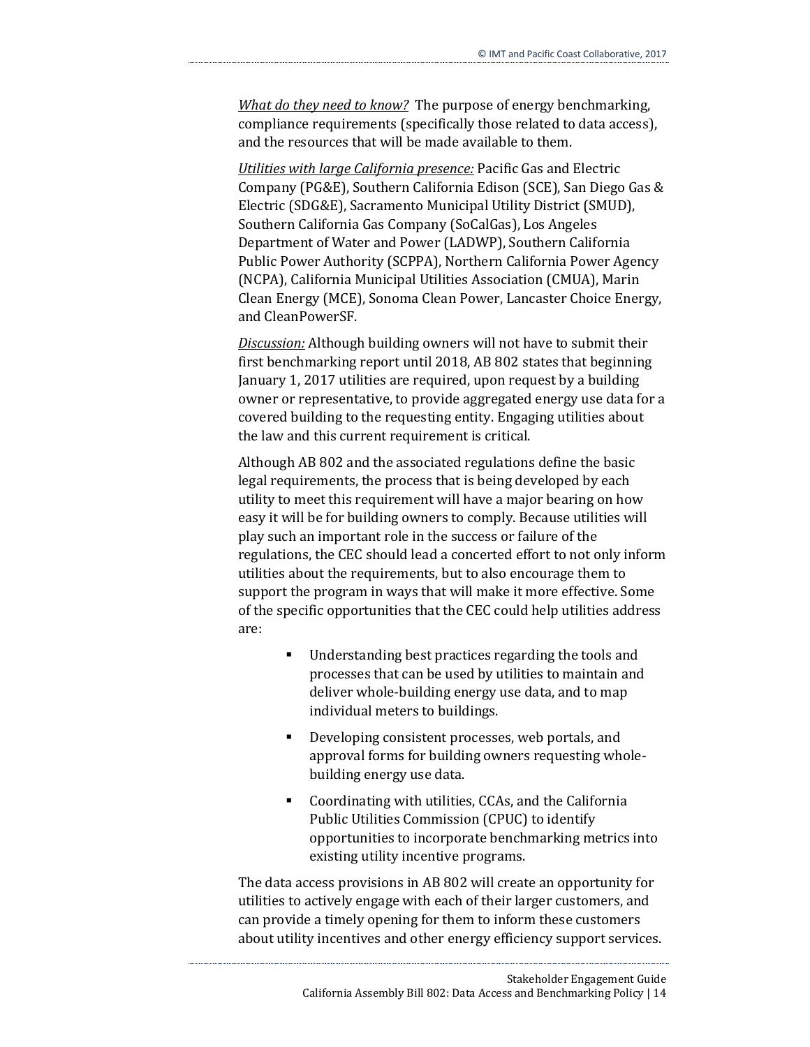*What do they need to know?* The purpose of energy benchmarking, compliance requirements (specifically those related to data access), and the resources that will be made available to them.

*Utilities with large California presence:* Pacific Gas and Electric Company (PG&E), Southern California Edison (SCE), San Diego Gas & Electric (SDG&E), Sacramento Municipal Utility District (SMUD), Southern California Gas Company (SoCalGas), Los Angeles Department of Water and Power (LADWP), Southern California Public Power Authority (SCPPA), Northern California Power Agency (NCPA), California Municipal Utilities Association (CMUA), Marin Clean Energy (MCE), Sonoma Clean Power, Lancaster Choice Energy, and CleanPowerSF.

*Discussion:* Although building owners will not have to submit their first benchmarking report until 2018, AB 802 states that beginning January 1, 2017 utilities are required, upon request by a building owner or representative, to provide aggregated energy use data for a covered building to the requesting entity. Engaging utilities about the law and this current requirement is critical.

Although AB 802 and the associated regulations define the basic legal requirements, the process that is being developed by each utility to meet this requirement will have a major bearing on how easy it will be for building owners to comply. Because utilities will play such an important role in the success or failure of the regulations, the CEC should lead a concerted effort to not only inform utilities about the requirements, but to also encourage them to support the program in ways that will make it more effective. Some of the specific opportunities that the CEC could help utilities address are:

- Understanding best practices regarding the tools and processes that can be used by utilities to maintain and deliver whole-building energy use data, and to map individual meters to buildings.
- Developing consistent processes, web portals, and approval forms for building owners requesting whole-building energy use data.
- Coordinating with utilities, CCAs, and the California Public Utilities Commission (CPUC) to identify opportunities to incorporate benchmarking metrics into existing utility incentive programs.

The data access provisions in AB 802 will create an opportunity for utilities to actively engage with each of their larger customers, and can provide a timely opening for them to inform these customers about utility incentives and other energy efficiency support services.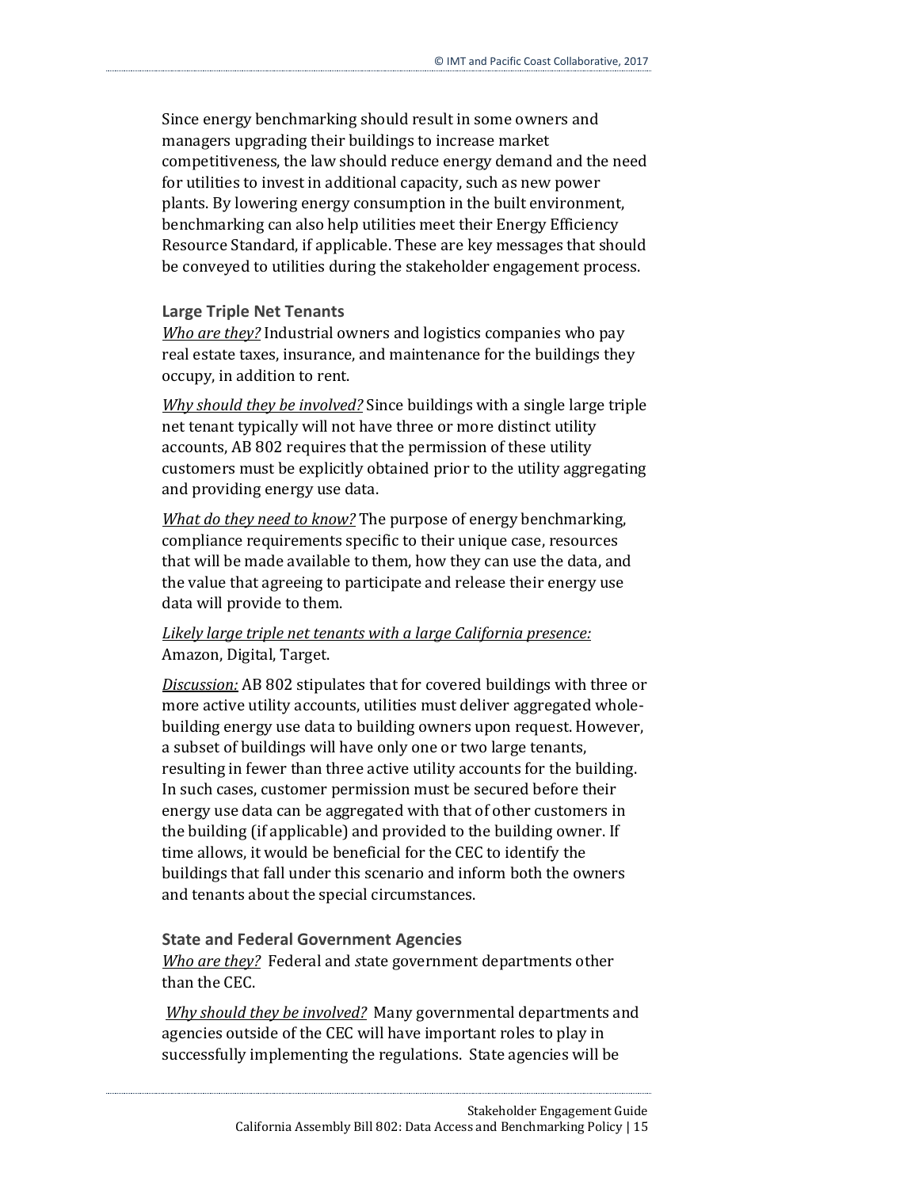Since energy benchmarking should result in some owners and managers upgrading their buildings to increase market competitiveness, the law should reduce energy demand and the need for utilities to invest in additional capacity, such as new power plants. By lowering energy consumption in the built environment, benchmarking can also help utilities meet their Energy Efficiency Resource Standard, if applicable. These are key messages that should be conveyed to utilities during the stakeholder engagement process.

### Large Triple Net Tenants

*Who are they?* Industrial owners and logistics companies who pay real estate taxes, insurance, and maintenance for the buildings they occupy, in addition to rent.

*Why should they be involved?* Since buildings with a single large triple net tenant typically will not have three or more distinct utility accounts, AB 802 requires that the permission of these utility customers must be explicitly obtained prior to the utility aggregating and providing energy use data.

*What do they need to know?* The purpose of energy benchmarking, compliance requirements specific to their unique case, resources that will be made available to them, how they can use the data, and the value that agreeing to participate and release their energy use data will provide to them.

*Likely large triple net tenants with a large California presence:* Amazon, Digital, Target.

*Discussion:* AB 802 stipulates that for covered buildings with three or more active utility accounts, utilities must deliver aggregated whole-building energy use data to building owners upon request. However, a subset of buildings will have only one or two large tenants, resulting in fewer than three active utility accounts for the building. In such cases, customer permission must be secured before their energy use data can be aggregated with that of other customers in the building (if applicable) and provided to the building owner. If time allows, it would be beneficial for the CEC to identify the buildings that fall under this scenario and inform both the owners and tenants about the special circumstances.

### State and Federal Government Agencies

*Who are they?* Federal and state government departments other than the CEC.

*Why should they be involved?* Many governmental departments and agencies outside of the CEC will have important roles to play in successfully implementing the regulations. State agencies will be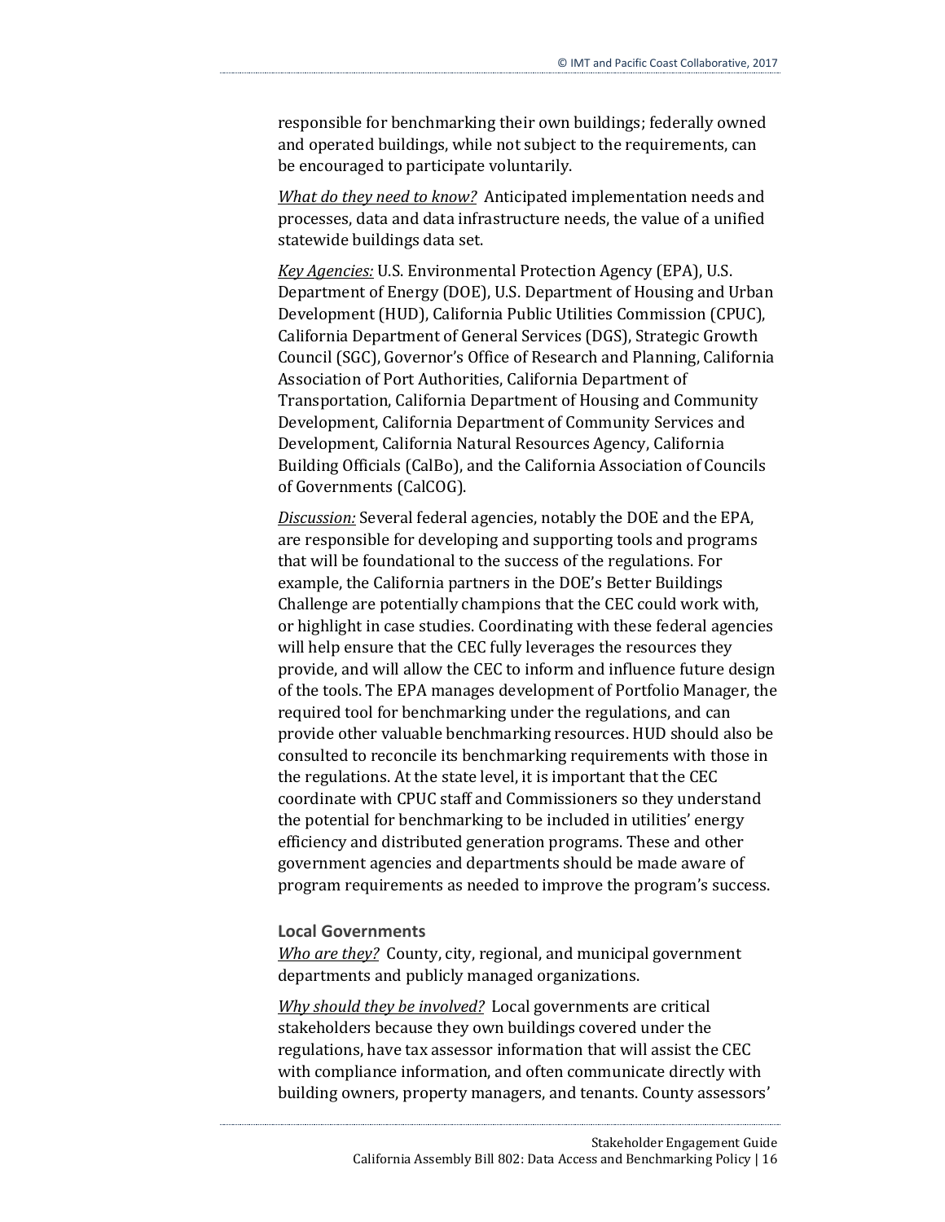responsible for benchmarking their own buildings; federally owned and operated buildings, while not subject to the requirements, can be encouraged to participate voluntarily.

*What do they need to know?* Anticipated implementation needs and processes, data and data infrastructure needs, the value of a unified statewide buildings data set.

*Key Agencies:* U.S. Environmental Protection Agency (EPA), U.S. Department of Energy (DOE), U.S. Department of Housing and Urban Development (HUD), California Public Utilities Commission (CPUC), California Department of General Services (DGS), Strategic Growth Council (SGC), Governor's Office of Research and Planning, California Association of Port Authorities, California Department of Transportation, California Department of Housing and Community Development, California Department of Community Services and Development, California Natural Resources Agency, California Building Officials (CalBo), and the California Association of Councils of Governments (CalCOG).

*Discussion:* Several federal agencies, notably the DOE and the EPA, are responsible for developing and supporting tools and programs that will be foundational to the success of the regulations. For example, the California partners in the DOE's Better Buildings Challenge are potentially champions that the CEC could work with, or highlight in case studies. Coordinating with these federal agencies will help ensure that the CEC fully leverages the resources they provide, and will allow the CEC to inform and influence future design of the tools. The EPA manages development of Portfolio Manager, the required tool for benchmarking under the regulations, and can provide other valuable benchmarking resources. HUD should also be consulted to reconcile its benchmarking requirements with those in the regulations. At the state level, it is important that the CEC coordinate with CPUC staff and Commissioners so they understand the potential for benchmarking to be included in utilities' energy efficiency and distributed generation programs. These and other government agencies and departments should be made aware of program requirements as needed to improve the program's success.

### Local Governments

*Who are they?* County, city, regional, and municipal government departments and publicly managed organizations.

*Why should they be involved?* Local governments are critical stakeholders because they own buildings covered under the regulations, have tax assessor information that will assist the CEC with compliance information, and often communicate directly with building owners, property managers, and tenants. County assessors'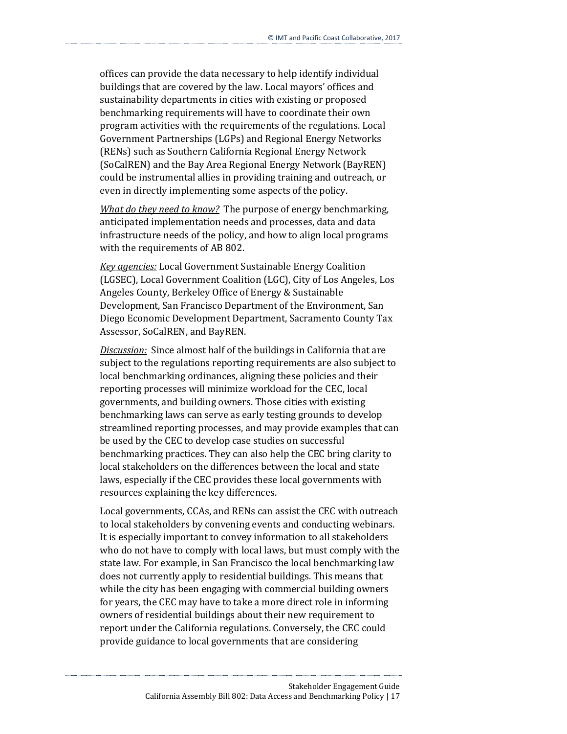offices can provide the data necessary to help identify individual buildings that are covered by the law. Local mayors' offices and sustainability departments in cities with existing or proposed benchmarking requirements will have to coordinate their own program activities with the requirements of the regulations. Local Government Partnerships (LGPs) and Regional Energy Networks (RENs) such as Southern California Regional Energy Network (SoCalREN) and the Bay Area Regional Energy Network (BayREN) could be instrumental allies in providing training and outreach, or even in directly implementing some aspects of the policy.

*What do they need to know?* The purpose of energy benchmarking, anticipated implementation needs and processes, data and data infrastructure needs of the policy, and how to align local programs with the requirements of AB 802.

*Key agencies:* Local Government Sustainable Energy Coalition (LGSEC), Local Government Coalition (LGC), City of Los Angeles, Los Angeles County, Berkeley Office of Energy & Sustainable Development, San Francisco Department of the Environment, San Diego Economic Development Department, Sacramento County Tax Assessor, SoCalREN, and BayREN.

*Discussion:* Since almost half of the buildings in California that are subject to the regulations reporting requirements are also subject to local benchmarking ordinances, aligning these policies and their reporting processes will minimize workload for the CEC, local governments, and building owners. Those cities with existing benchmarking laws can serve as early testing grounds to develop streamlined reporting processes, and may provide examples that can be used by the CEC to develop case studies on successful benchmarking practices. They can also help the CEC bring clarity to local stakeholders on the differences between the local and state laws, especially if the CEC provides these local governments with resources explaining the key differences.

Local governments, CCAs, and RENs can assist the CEC with outreach to local stakeholders by convening events and conducting webinars. It is especially important to convey information to all stakeholders who do not have to comply with local laws, but must comply with the state law. For example, in San Francisco the local benchmarking law does not currently apply to residential buildings. This means that while the city has been engaging with commercial building owners for years, the CEC may have to take a more direct role in informing owners of residential buildings about their new requirement to report under the California regulations. Conversely, the CEC could provide guidance to local governments that are considering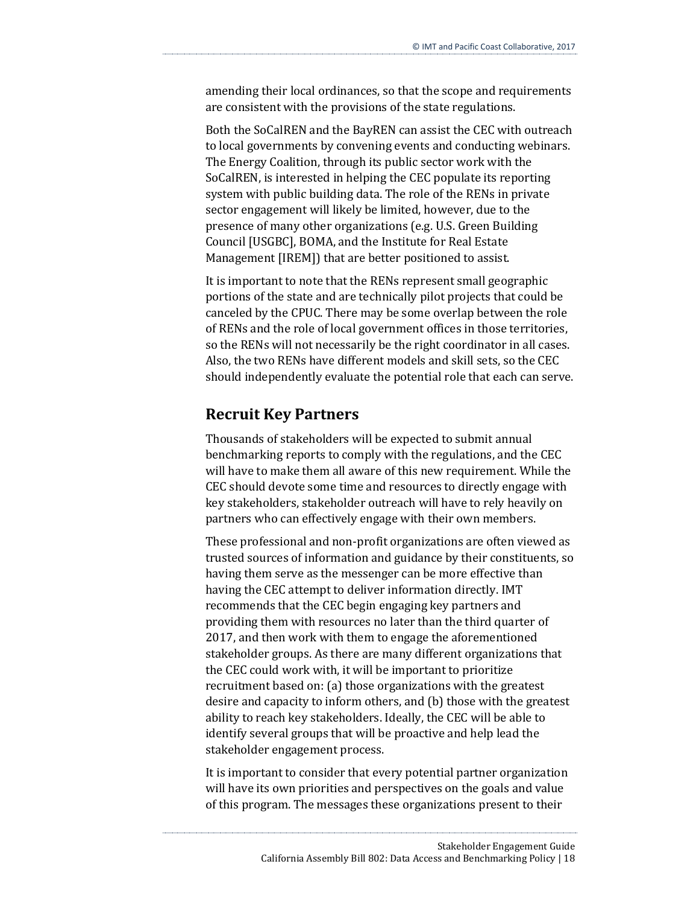amending their local ordinances, so that the scope and requirements are consistent with the provisions of the state regulations.

Both the SoCalREN and the BayREN can assist the CEC with outreach to local governments by convening events and conducting webinars. The Energy Coalition, through its public sector work with the SoCalREN, is interested in helping the CEC populate its reporting system with public building data. The role of the RENs in private sector engagement will likely be limited, however, due to the presence of many other organizations (e.g. U.S. Green Building Council [USGBC], BOMA, and the Institute for Real Estate Management [IREM]) that are better positioned to assist.

It is important to note that the RENs represent small geographic portions of the state and are technically pilot projects that could be canceled by the CPUC. There may be some overlap between the role of RENs and the role of local government offices in those territories, so the RENs will not necessarily be the right coordinator in all cases. Also, the two RENs have different models and skill sets, so the CEC should independently evaluate the potential role that each can serve.

## Recruit Key Partners

Thousands of stakeholders will be expected to submit annual benchmarking reports to comply with the regulations, and the CEC will have to make them all aware of this new requirement. While the CEC should devote some time and resources to directly engage with key stakeholders, stakeholder outreach will have to rely heavily on partners who can effectively engage with their own members.

These professional and non-profit organizations are often viewed as trusted sources of information and guidance by their constituents, so having them serve as the messenger can be more effective than having the CEC attempt to deliver information directly. IMT recommends that the CEC begin engaging key partners and providing them with resources no later than the third quarter of 2017, and then work with them to engage the aforementioned stakeholder groups. As there are many different organizations that the CEC could work with, it will be important to prioritize recruitment based on: (a) those organizations with the greatest desire and capacity to inform others, and (b) those with the greatest ability to reach key stakeholders. Ideally, the CEC will be able to identify several groups that will be proactive and help lead the stakeholder engagement process.

It is important to consider that every potential partner organization will have its own priorities and perspectives on the goals and value of this program. The messages these organizations present to their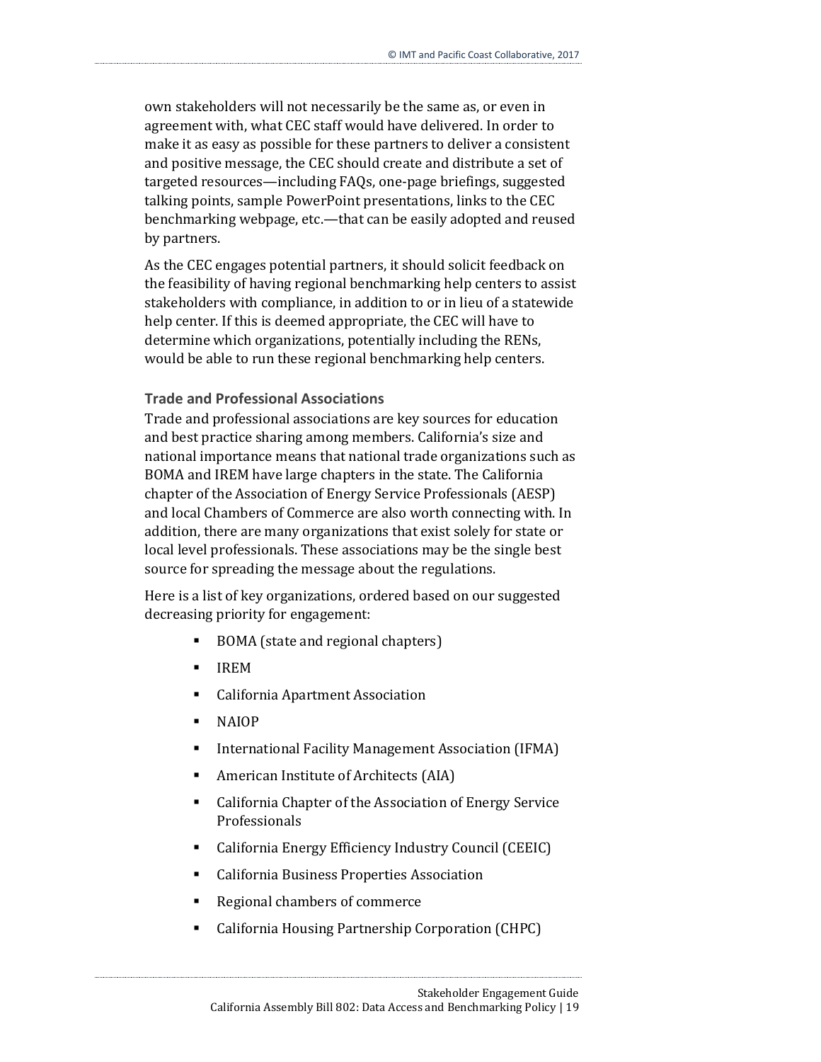own stakeholders will not necessarily be the same as, or even in agreement with, what CEC staff would have delivered. In order to make it as easy as possible for these partners to deliver a consistent and positive message, the CEC should create and distribute a set of targeted resources—including FAQs, one-page briefings, suggested talking points, sample PowerPoint presentations, links to the CEC benchmarking webpage, etc.—that can be easily adopted and reused by partners.

As the CEC engages potential partners, it should solicit feedback on the feasibility of having regional benchmarking help centers to assist stakeholders with compliance, in addition to or in lieu of a statewide help center. If this is deemed appropriate, the CEC will have to determine which organizations, potentially including the RENs, would be able to run these regional benchmarking help centers.

### Trade and Professional Associations

Trade and professional associations are key sources for education and best practice sharing among members. California's size and national importance means that national trade organizations such as BOMA and IREM have large chapters in the state. The California chapter of the Association of Energy Service Professionals (AESP) and local Chambers of Commerce are also worth connecting with. In addition, there are many organizations that exist solely for state or local level professionals. These associations may be the single best source for spreading the message about the regulations.

Here is a list of key organizations, ordered based on our suggested decreasing priority for engagement:

- BOMA (state and regional chapters)
- IREM
- California Apartment Association
- NAIOP
- International Facility Management Association (IFMA)
- American Institute of Architects (AIA)
- California Chapter of the Association of Energy Service Professionals
- California Energy Efficiency Industry Council (CEEIC)
- California Business Properties Association
- Regional chambers of commerce
- California Housing Partnership Corporation (CHPC)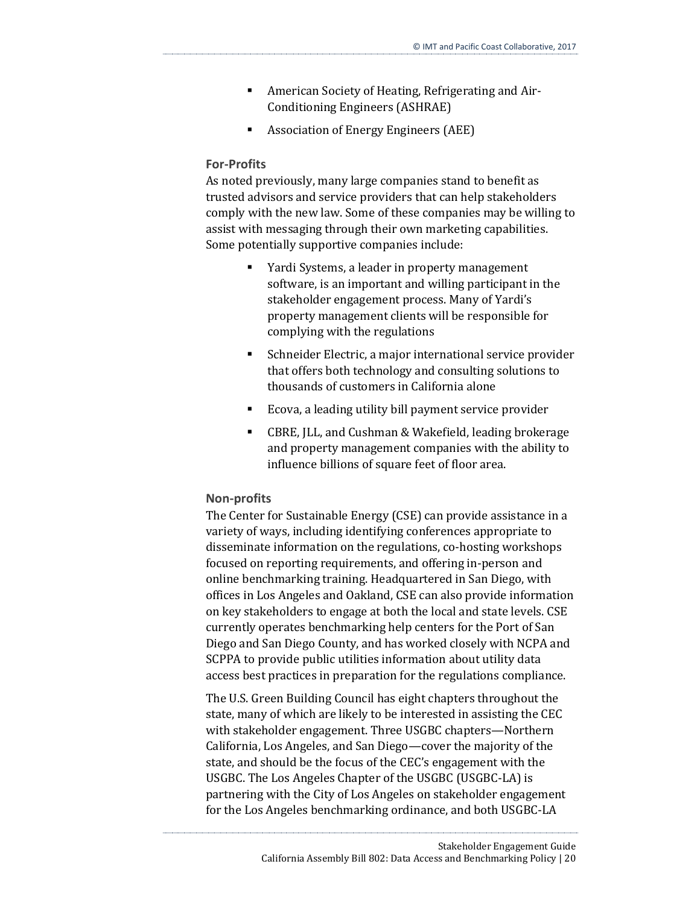- American Society of Heating, Refrigerating and Air-Conditioning Engineers (ASHRAE)
- Association of Energy Engineers (AEE)

### For-Profits

As noted previously, many large companies stand to benefit as trusted advisors and service providers that can help stakeholders comply with the new law. Some of these companies may be willing to assist with messaging through their own marketing capabilities. Some potentially supportive companies include:

- Yardi Systems, a leader in property management software, is an important and willing participant in the stakeholder engagement process. Many of Yardi's property management clients will be responsible for complying with the regulations
- Schneider Electric, a major international service provider that offers both technology and consulting solutions to thousands of customers in California alone
- Ecova, a leading utility bill payment service provider
- CBRE, JLL, and Cushman & Wakefield, leading brokerage and property management companies with the ability to influence billions of square feet of floor area.

### Non-profits

The Center for Sustainable Energy (CSE) can provide assistance in a variety of ways, including identifying conferences appropriate to disseminate information on the regulations, co-hosting workshops focused on reporting requirements, and offering in-person and online benchmarking training. Headquartered in San Diego, with offices in Los Angeles and Oakland, CSE can also provide information on key stakeholders to engage at both the local and state levels. CSE currently operates benchmarking help centers for the Port of San Diego and San Diego County, and has worked closely with NCPA and SCPPA to provide public utilities information about utility data access best practices in preparation for the regulations compliance.

The U.S. Green Building Council has eight chapters throughout the state, many of which are likely to be interested in assisting the CEC with stakeholder engagement. Three USGBC chapters—Northern California, Los Angeles, and San Diego—cover the majority of the state, and should be the focus of the CEC's engagement with the USGBC. The Los Angeles Chapter of the USGBC (USGBC-LA) is partnering with the City of Los Angeles on stakeholder engagement for the Los Angeles benchmarking ordinance, and both USGBC-LA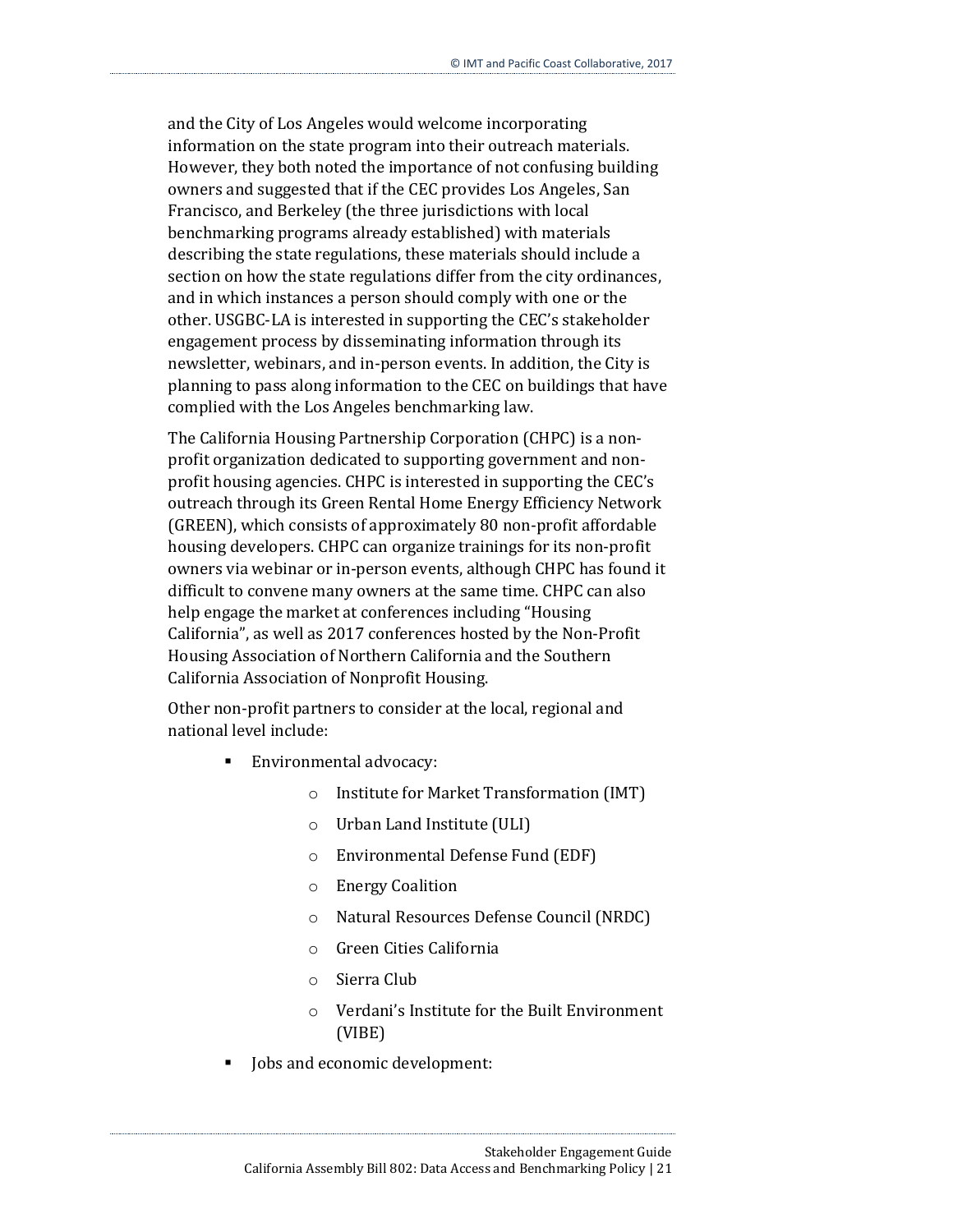and the City of Los Angeles would welcome incorporating information on the state program into their outreach materials. However, they both noted the importance of not confusing building owners and suggested that if the CEC provides Los Angeles, San Francisco, and Berkeley (the three jurisdictions with local benchmarking programs already established) with materials describing the state regulations, these materials should include a section on how the state regulations differ from the city ordinances, and in which instances a person should comply with one or the other. USGBC-LA is interested in supporting the CEC's stakeholder engagement process by disseminating information through its newsletter, webinars, and in-person events. In addition, the City is planning to pass along information to the CEC on buildings that have complied with the Los Angeles benchmarking law.

The California Housing Partnership Corporation (CHPC) is a non-profit organization dedicated to supporting government and non-profit housing agencies. CHPC is interested in supporting the CEC's outreach through its Green Rental Home Energy Efficiency Network (GREEN), which consists of approximately 80 non-profit affordable housing developers. CHPC can organize trainings for its non-profit owners via webinar or in-person events, although CHPC has found it difficult to convene many owners at the same time. CHPC can also help engage the market at conferences including "Housing California", as well as 2017 conferences hosted by the Non-Profit Housing Association of Northern California and the Southern California Association of Nonprofit Housing.

Other non-profit partners to consider at the local, regional and national level include:

- Environmental advocacy:
  - Institute for Market Transformation (IMT)
  - Urban Land Institute (ULI)
  - Environmental Defense Fund (EDF)
  - Energy Coalition
  - Natural Resources Defense Council (NRDC)
  - Green Cities California
  - Sierra Club
  - Verdani's Institute for the Built Environment (VIBE)
- Jobs and economic development: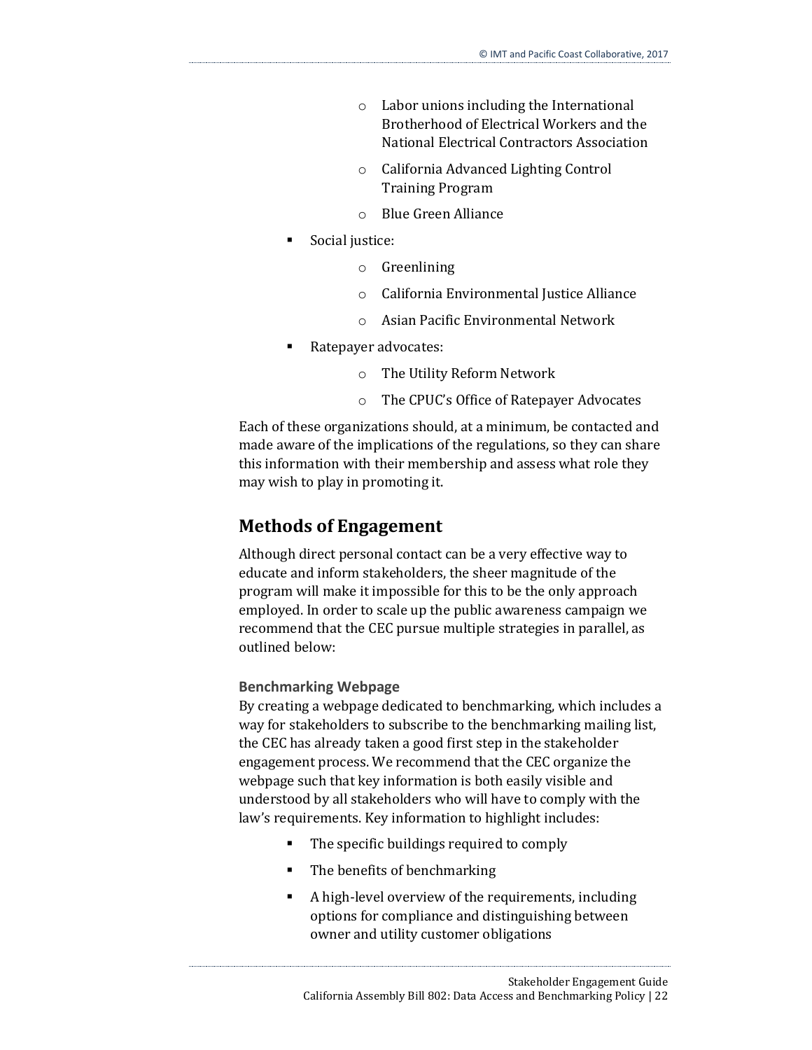- Labor unions including the International Brotherhood of Electrical Workers and the National Electrical Contractors Association
    - California Advanced Lighting Control Training Program
    - Blue Green Alliance
- Social justice:
    - Greenlining
    - California Environmental Justice Alliance
    - Asian Pacific Environmental Network
- Ratepayer advocates:
    - The Utility Reform Network
    - The CPUC's Office of Ratepayer Advocates

Each of these organizations should, at a minimum, be contacted and made aware of the implications of the regulations, so they can share this information with their membership and assess what role they may wish to play in promoting it.

## Methods of Engagement

Although direct personal contact can be a very effective way to educate and inform stakeholders, the sheer magnitude of the program will make it impossible for this to be the only approach employed. In order to scale up the public awareness campaign we recommend that the CEC pursue multiple strategies in parallel, as outlined below:

### Benchmarking Webpage

By creating a webpage dedicated to benchmarking, which includes a way for stakeholders to subscribe to the benchmarking mailing list, the CEC has already taken a good first step in the stakeholder engagement process. We recommend that the CEC organize the webpage such that key information is both easily visible and understood by all stakeholders who will have to comply with the law's requirements. Key information to highlight includes:

- The specific buildings required to comply
- The benefits of benchmarking
- A high-level overview of the requirements, including options for compliance and distinguishing between owner and utility customer obligations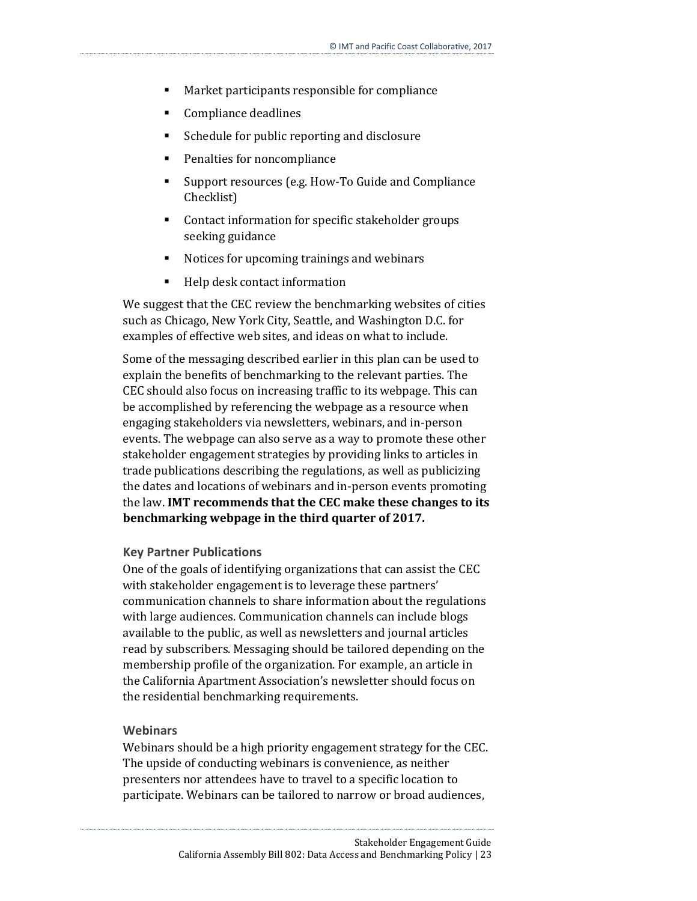- Market participants responsible for compliance
- Compliance deadlines
- Schedule for public reporting and disclosure
- Penalties for noncompliance
- Support resources (e.g. How-To Guide and Compliance Checklist)
- Contact information for specific stakeholder groups seeking guidance
- Notices for upcoming trainings and webinars
- Help desk contact information

We suggest that the CEC review the benchmarking websites of cities such as Chicago, New York City, Seattle, and Washington D.C. for examples of effective web sites, and ideas on what to include.

Some of the messaging described earlier in this plan can be used to explain the benefits of benchmarking to the relevant parties. The CEC should also focus on increasing traffic to its webpage. This can be accomplished by referencing the webpage as a resource when engaging stakeholders via newsletters, webinars, and in-person events. The webpage can also serve as a way to promote these other stakeholder engagement strategies by providing links to articles in trade publications describing the regulations, as well as publicizing the dates and locations of webinars and in-person events promoting the law. **IMT recommends that the CEC make these changes to its benchmarking webpage in the third quarter of 2017.**

### Key Partner Publications

One of the goals of identifying organizations that can assist the CEC with stakeholder engagement is to leverage these partners' communication channels to share information about the regulations with large audiences. Communication channels can include blogs available to the public, as well as newsletters and journal articles read by subscribers. Messaging should be tailored depending on the membership profile of the organization. For example, an article in the California Apartment Association's newsletter should focus on the residential benchmarking requirements.

### Webinars

Webinars should be a high priority engagement strategy for the CEC. The upside of conducting webinars is convenience, as neither presenters nor attendees have to travel to a specific location to participate. Webinars can be tailored to narrow or broad audiences,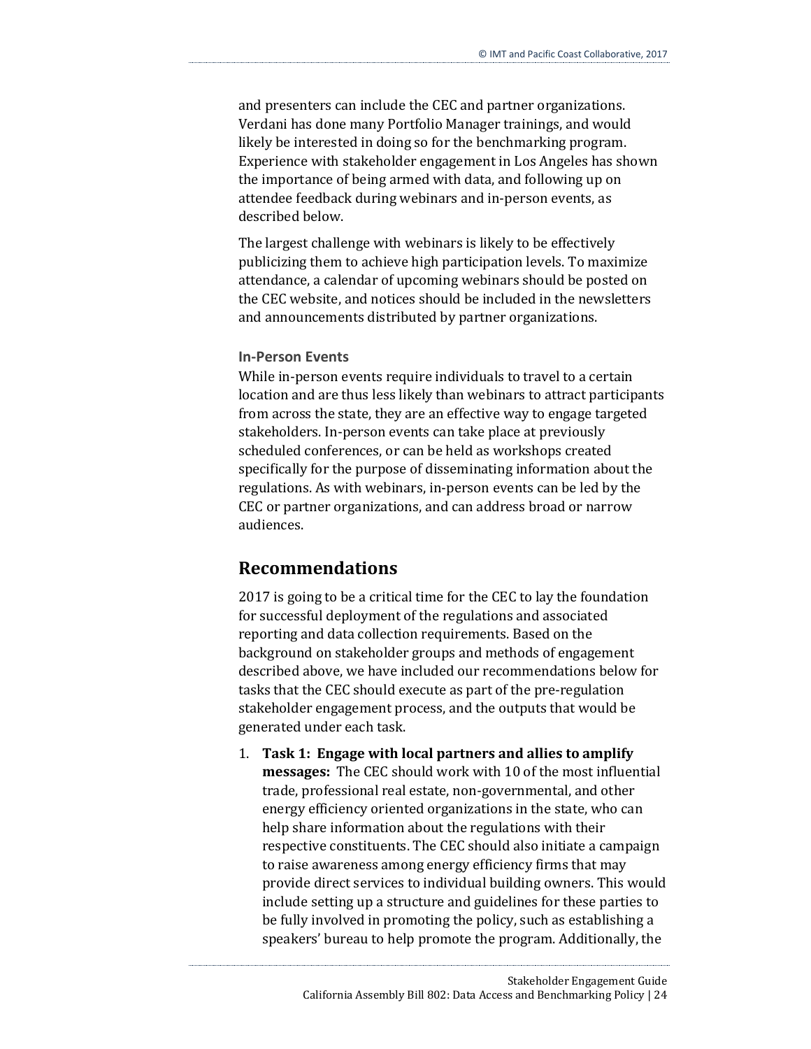and presenters can include the CEC and partner organizations. Verdani has done many Portfolio Manager trainings, and would likely be interested in doing so for the benchmarking program. Experience with stakeholder engagement in Los Angeles has shown the importance of being armed with data, and following up on attendee feedback during webinars and in-person events, as described below.

The largest challenge with webinars is likely to be effectively publicizing them to achieve high participation levels. To maximize attendance, a calendar of upcoming webinars should be posted on the CEC website, and notices should be included in the newsletters and announcements distributed by partner organizations.

#### In-Person Events

While in-person events require individuals to travel to a certain location and are thus less likely than webinars to attract participants from across the state, they are an effective way to engage targeted stakeholders. In-person events can take place at previously scheduled conferences, or can be held as workshops created specifically for the purpose of disseminating information about the regulations. As with webinars, in-person events can be led by the CEC or partner organizations, and can address broad or narrow audiences.

## Recommendations

2017 is going to be a critical time for the CEC to lay the foundation for successful deployment of the regulations and associated reporting and data collection requirements. Based on the background on stakeholder groups and methods of engagement described above, we have included our recommendations below for tasks that the CEC should execute as part of the pre-regulation stakeholder engagement process, and the outputs that would be generated under each task.

1. **Task 1: Engage with local partners and allies to amplify messages:** The CEC should work with 10 of the most influential trade, professional real estate, non-governmental, and other energy efficiency oriented organizations in the state, who can help share information about the regulations with their respective constituents. The CEC should also initiate a campaign to raise awareness among energy efficiency firms that may provide direct services to individual building owners. This would include setting up a structure and guidelines for these parties to be fully involved in promoting the policy, such as establishing a speakers' bureau to help promote the program. Additionally, the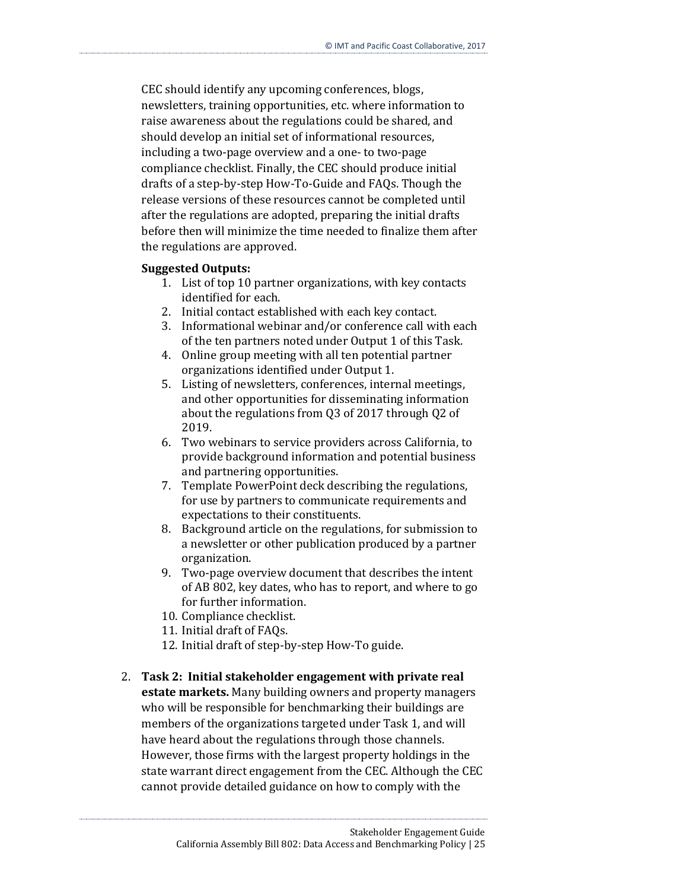CEC should identify any upcoming conferences, blogs, newsletters, training opportunities, etc. where information to raise awareness about the regulations could be shared, and should develop an initial set of informational resources, including a two-page overview and a one- to two-page compliance checklist. Finally, the CEC should produce initial drafts of a step-by-step How-To-Guide and FAQs. Though the release versions of these resources cannot be completed until after the regulations are adopted, preparing the initial drafts before then will minimize the time needed to finalize them after the regulations are approved.

**Suggested Outputs:**

1. List of top 10 partner organizations, with key contacts identified for each.
2. Initial contact established with each key contact.
3. Informational webinar and/or conference call with each of the ten partners noted under Output 1 of this Task.
4. Online group meeting with all ten potential partner organizations identified under Output 1.
5. Listing of newsletters, conferences, internal meetings, and other opportunities for disseminating information about the regulations from Q3 of 2017 through Q2 of 2019.
6. Two webinars to service providers across California, to provide background information and potential business and partnering opportunities.
7. Template PowerPoint deck describing the regulations, for use by partners to communicate requirements and expectations to their constituents.
8. Background article on the regulations, for submission to a newsletter or other publication produced by a partner organization.
9. Two-page overview document that describes the intent of AB 802, key dates, who has to report, and where to go for further information.
10. Compliance checklist.
11. Initial draft of FAQs.
12. Initial draft of step-by-step How-To guide.

2. **Task 2: Initial stakeholder engagement with private real estate markets.** Many building owners and property managers who will be responsible for benchmarking their buildings are members of the organizations targeted under Task 1, and will have heard about the regulations through those channels. However, those firms with the largest property holdings in the state warrant direct engagement from the CEC. Although the CEC cannot provide detailed guidance on how to comply with the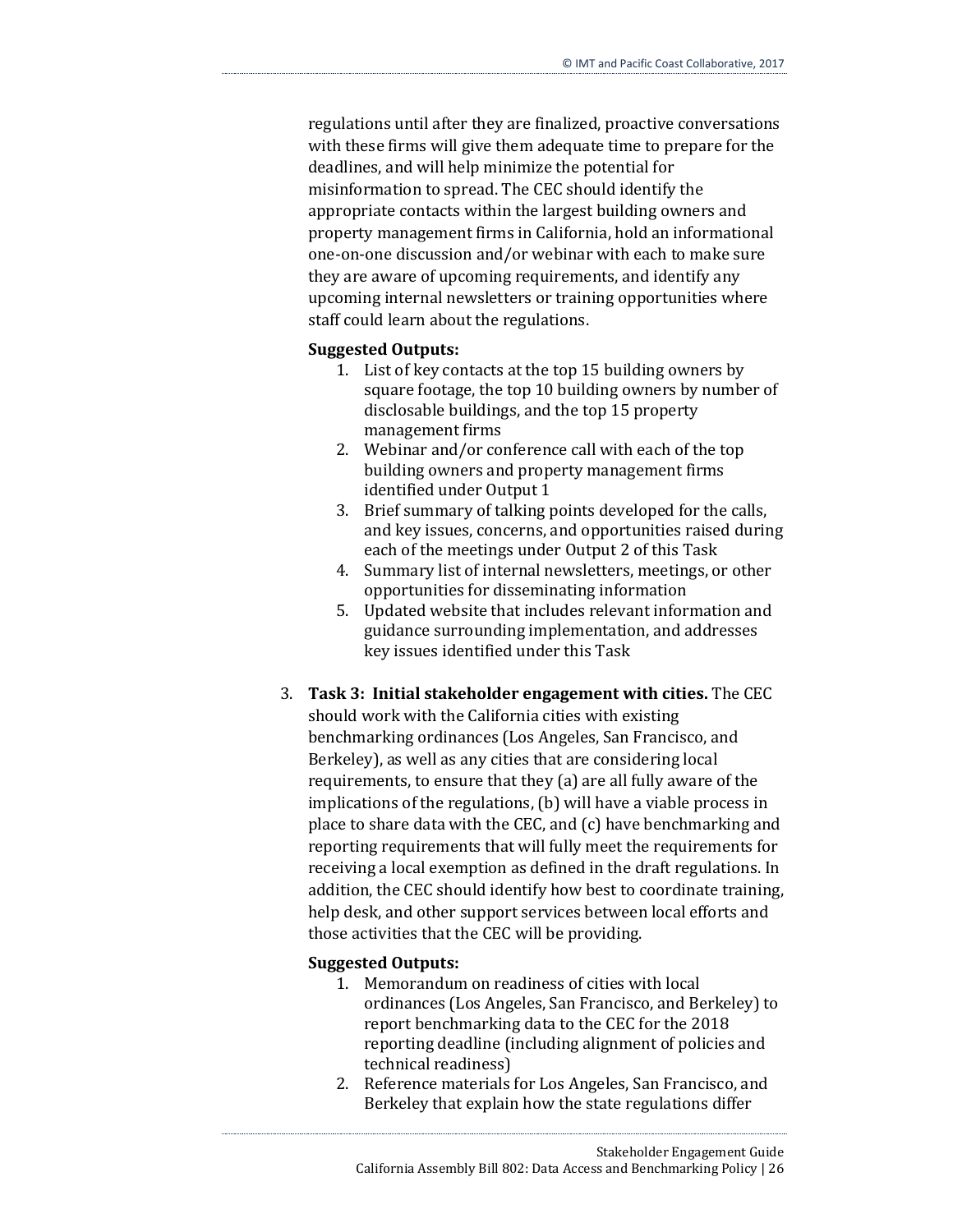regulations until after they are finalized, proactive conversations with these firms will give them adequate time to prepare for the deadlines, and will help minimize the potential for misinformation to spread. The CEC should identify the appropriate contacts within the largest building owners and property management firms in California, hold an informational one-on-one discussion and/or webinar with each to make sure they are aware of upcoming requirements, and identify any upcoming internal newsletters or training opportunities where staff could learn about the regulations.

**Suggested Outputs:**

1. List of key contacts at the top 15 building owners by square footage, the top 10 building owners by number of disclosable buildings, and the top 15 property management firms
2. Webinar and/or conference call with each of the top building owners and property management firms identified under Output 1
3. Brief summary of talking points developed for the calls, and key issues, concerns, and opportunities raised during each of the meetings under Output 2 of this Task
4. Summary list of internal newsletters, meetings, or other opportunities for disseminating information
5. Updated website that includes relevant information and guidance surrounding implementation, and addresses key issues identified under this Task

3. **Task 3: Initial stakeholder engagement with cities.** The CEC should work with the California cities with existing benchmarking ordinances (Los Angeles, San Francisco, and Berkeley), as well as any cities that are considering local requirements, to ensure that they (a) are all fully aware of the implications of the regulations, (b) will have a viable process in place to share data with the CEC, and (c) have benchmarking and reporting requirements that will fully meet the requirements for receiving a local exemption as defined in the draft regulations. In addition, the CEC should identify how best to coordinate training, help desk, and other support services between local efforts and those activities that the CEC will be providing.

   **Suggested Outputs:**

   1. Memorandum on readiness of cities with local ordinances (Los Angeles, San Francisco, and Berkeley) to report benchmarking data to the CEC for the 2018 reporting deadline (including alignment of policies and technical readiness)
   2. Reference materials for Los Angeles, San Francisco, and Berkeley that explain how the state regulations differ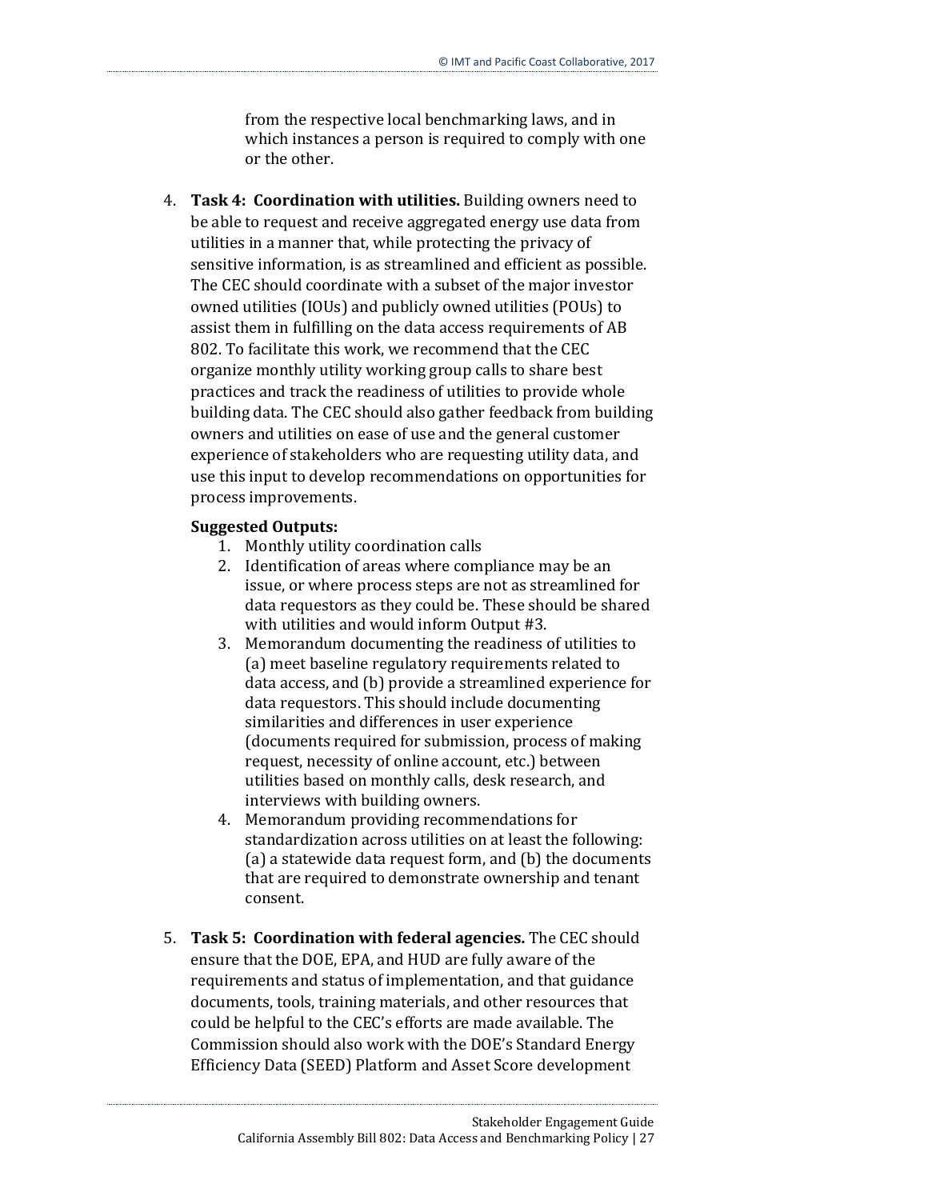from the respective local benchmarking laws, and in which instances a person is required to comply with one or the other.

4. **Task 4: Coordination with utilities.** Building owners need to be able to request and receive aggregated energy use data from utilities in a manner that, while protecting the privacy of sensitive information, is as streamlined and efficient as possible. The CEC should coordinate with a subset of the major investor owned utilities (IOUs) and publicly owned utilities (POUs) to assist them in fulfilling on the data access requirements of AB 802. To facilitate this work, we recommend that the CEC organize monthly utility working group calls to share best practices and track the readiness of utilities to provide whole building data. The CEC should also gather feedback from building owners and utilities on ease of use and the general customer experience of stakeholders who are requesting utility data, and use this input to develop recommendations on opportunities for process improvements.

   **Suggested Outputs:**
   1. Monthly utility coordination calls
   2. Identification of areas where compliance may be an issue, or where process steps are not as streamlined for data requestors as they could be. These should be shared with utilities and would inform Output #3.
   3. Memorandum documenting the readiness of utilities to (a) meet baseline regulatory requirements related to data access, and (b) provide a streamlined experience for data requestors. This should include documenting similarities and differences in user experience (documents required for submission, process of making request, necessity of online account, etc.) between utilities based on monthly calls, desk research, and interviews with building owners.
   4. Memorandum providing recommendations for standardization across utilities on at least the following: (a) a statewide data request form, and (b) the documents that are required to demonstrate ownership and tenant consent.

5. **Task 5: Coordination with federal agencies.** The CEC should ensure that the DOE, EPA, and HUD are fully aware of the requirements and status of implementation, and that guidance documents, tools, training materials, and other resources that could be helpful to the CEC's efforts are made available. The Commission should also work with the DOE's Standard Energy Efficiency Data (SEED) Platform and Asset Score development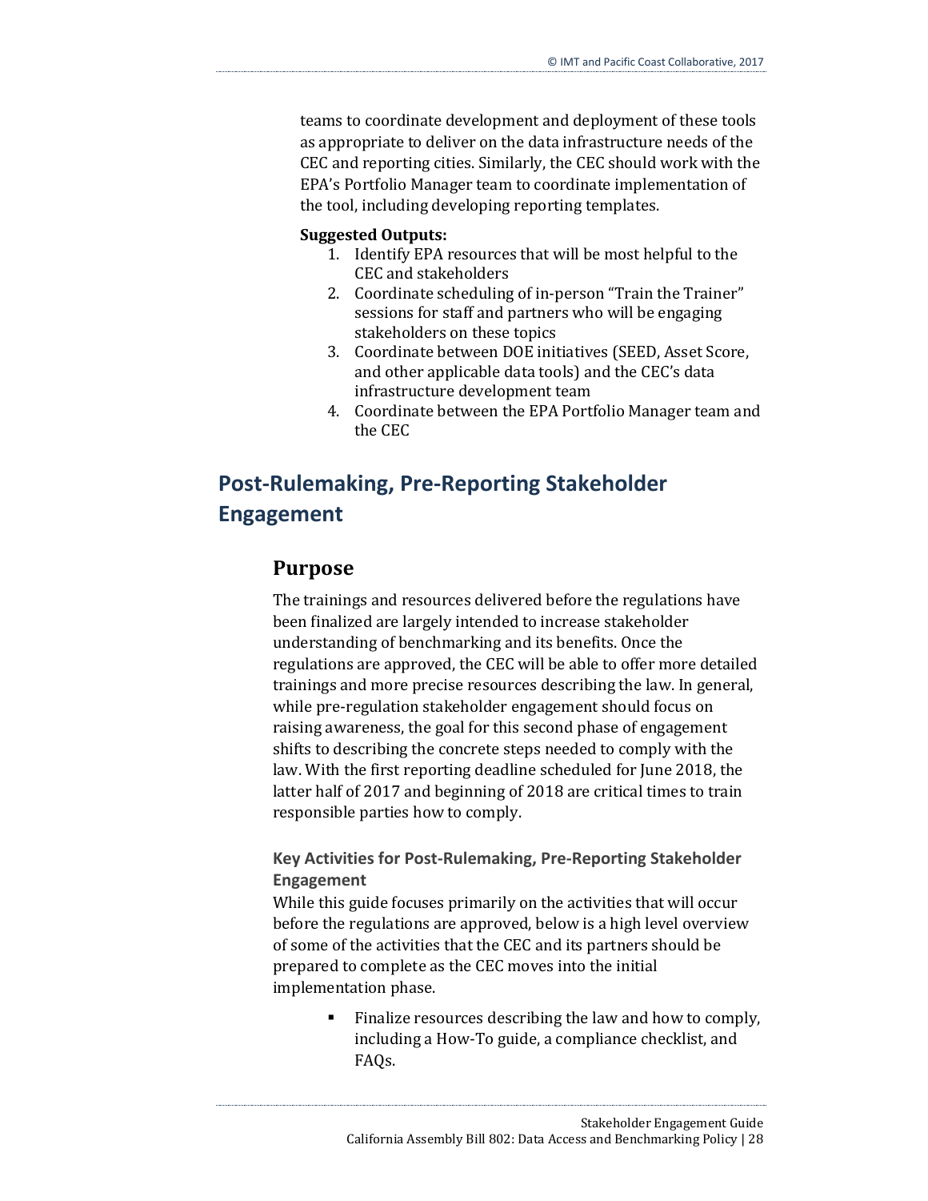teams to coordinate development and deployment of these tools as appropriate to deliver on the data infrastructure needs of the CEC and reporting cities. Similarly, the CEC should work with the EPA's Portfolio Manager team to coordinate implementation of the tool, including developing reporting templates.

**Suggested Outputs:**

1. Identify EPA resources that will be most helpful to the CEC and stakeholders
2. Coordinate scheduling of in-person "Train the Trainer" sessions for staff and partners who will be engaging stakeholders on these topics
3. Coordinate between DOE initiatives (SEED, Asset Score, and other applicable data tools) and the CEC's data infrastructure development team
4. Coordinate between the EPA Portfolio Manager team and the CEC

## Post-Rulemaking, Pre-Reporting Stakeholder Engagement

### Purpose

The trainings and resources delivered before the regulations have been finalized are largely intended to increase stakeholder understanding of benchmarking and its benefits. Once the regulations are approved, the CEC will be able to offer more detailed trainings and more precise resources describing the law. In general, while pre-regulation stakeholder engagement should focus on raising awareness, the goal for this second phase of engagement shifts to describing the concrete steps needed to comply with the law. With the first reporting deadline scheduled for June 2018, the latter half of 2017 and beginning of 2018 are critical times to train responsible parties how to comply.

#### Key Activities for Post-Rulemaking, Pre-Reporting Stakeholder Engagement

While this guide focuses primarily on the activities that will occur before the regulations are approved, below is a high level overview of some of the activities that the CEC and its partners should be prepared to complete as the CEC moves into the initial implementation phase.

- Finalize resources describing the law and how to comply, including a How-To guide, a compliance checklist, and FAQs.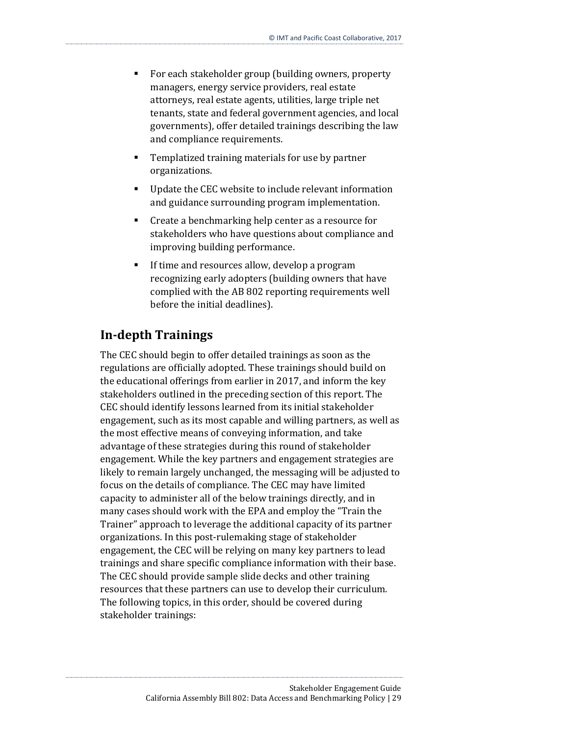- For each stakeholder group (building owners, property managers, energy service providers, real estate attorneys, real estate agents, utilities, large triple net tenants, state and federal government agencies, and local governments), offer detailed trainings describing the law and compliance requirements.
- Templatized training materials for use by partner organizations.
- Update the CEC website to include relevant information and guidance surrounding program implementation.
- Create a benchmarking help center as a resource for stakeholders who have questions about compliance and improving building performance.
- If time and resources allow, develop a program recognizing early adopters (building owners that have complied with the AB 802 reporting requirements well before the initial deadlines).

## In-depth Trainings

The CEC should begin to offer detailed trainings as soon as the regulations are officially adopted. These trainings should build on the educational offerings from earlier in 2017, and inform the key stakeholders outlined in the preceding section of this report. The CEC should identify lessons learned from its initial stakeholder engagement, such as its most capable and willing partners, as well as the most effective means of conveying information, and take advantage of these strategies during this round of stakeholder engagement. While the key partners and engagement strategies are likely to remain largely unchanged, the messaging will be adjusted to focus on the details of compliance. The CEC may have limited capacity to administer all of the below trainings directly, and in many cases should work with the EPA and employ the "Train the Trainer" approach to leverage the additional capacity of its partner organizations. In this post-rulemaking stage of stakeholder engagement, the CEC will be relying on many key partners to lead trainings and share specific compliance information with their base. The CEC should provide sample slide decks and other training resources that these partners can use to develop their curriculum. The following topics, in this order, should be covered during stakeholder trainings: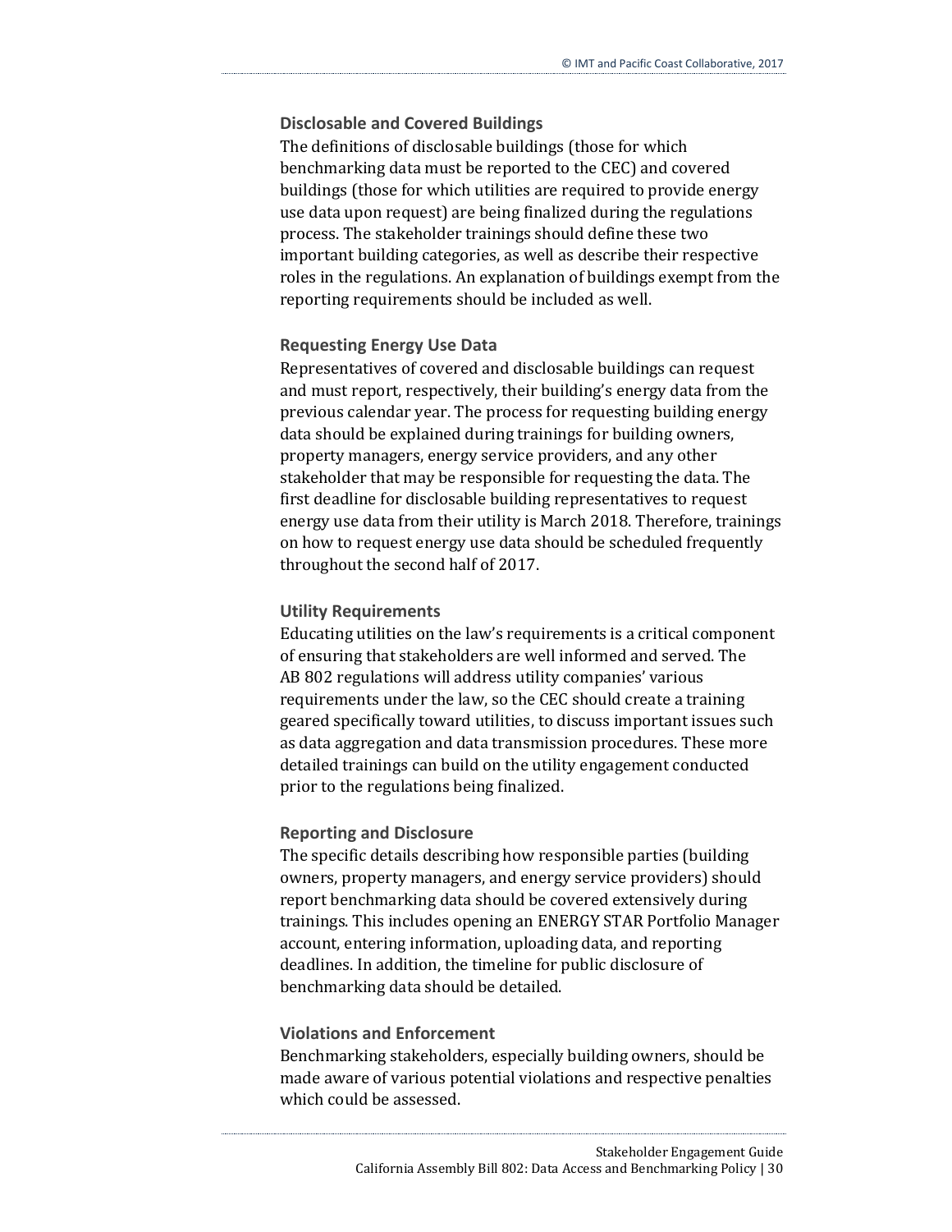### Disclosable and Covered Buildings

The definitions of disclosable buildings (those for which benchmarking data must be reported to the CEC) and covered buildings (those for which utilities are required to provide energy use data upon request) are being finalized during the regulations process. The stakeholder trainings should define these two important building categories, as well as describe their respective roles in the regulations. An explanation of buildings exempt from the reporting requirements should be included as well.

### Requesting Energy Use Data

Representatives of covered and disclosable buildings can request and must report, respectively, their building's energy data from the previous calendar year. The process for requesting building energy data should be explained during trainings for building owners, property managers, energy service providers, and any other stakeholder that may be responsible for requesting the data. The first deadline for disclosable building representatives to request energy use data from their utility is March 2018. Therefore, trainings on how to request energy use data should be scheduled frequently throughout the second half of 2017.

### Utility Requirements

Educating utilities on the law's requirements is a critical component of ensuring that stakeholders are well informed and served. The AB 802 regulations will address utility companies' various requirements under the law, so the CEC should create a training geared specifically toward utilities, to discuss important issues such as data aggregation and data transmission procedures. These more detailed trainings can build on the utility engagement conducted prior to the regulations being finalized.

### Reporting and Disclosure

The specific details describing how responsible parties (building owners, property managers, and energy service providers) should report benchmarking data should be covered extensively during trainings. This includes opening an ENERGY STAR Portfolio Manager account, entering information, uploading data, and reporting deadlines. In addition, the timeline for public disclosure of benchmarking data should be detailed.

### Violations and Enforcement

Benchmarking stakeholders, especially building owners, should be made aware of various potential violations and respective penalties which could be assessed.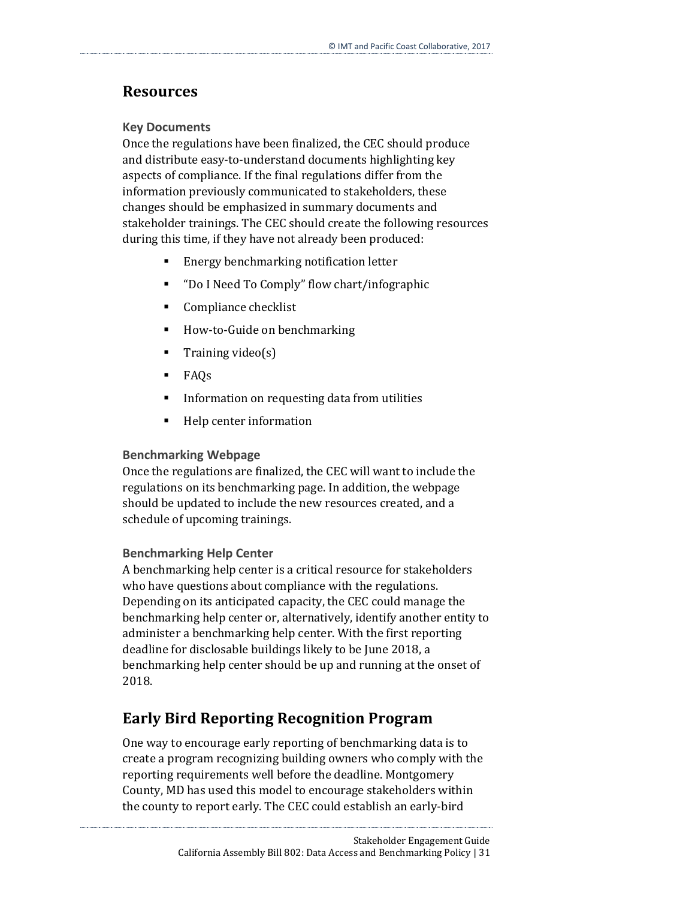## Resources

### Key Documents

Once the regulations have been finalized, the CEC should produce and distribute easy-to-understand documents highlighting key aspects of compliance. If the final regulations differ from the information previously communicated to stakeholders, these changes should be emphasized in summary documents and stakeholder trainings. The CEC should create the following resources during this time, if they have not already been produced:

- Energy benchmarking notification letter
- "Do I Need To Comply" flow chart/infographic
- Compliance checklist
- How-to-Guide on benchmarking
- Training video(s)
- FAQs
- Information on requesting data from utilities
- Help center information

### Benchmarking Webpage

Once the regulations are finalized, the CEC will want to include the regulations on its benchmarking page. In addition, the webpage should be updated to include the new resources created, and a schedule of upcoming trainings.

### Benchmarking Help Center

A benchmarking help center is a critical resource for stakeholders who have questions about compliance with the regulations. Depending on its anticipated capacity, the CEC could manage the benchmarking help center or, alternatively, identify another entity to administer a benchmarking help center. With the first reporting deadline for disclosable buildings likely to be June 2018, a benchmarking help center should be up and running at the onset of 2018.

## Early Bird Reporting Recognition Program

One way to encourage early reporting of benchmarking data is to create a program recognizing building owners who comply with the reporting requirements well before the deadline. Montgomery County, MD has used this model to encourage stakeholders within the county to report early. The CEC could establish an early-bird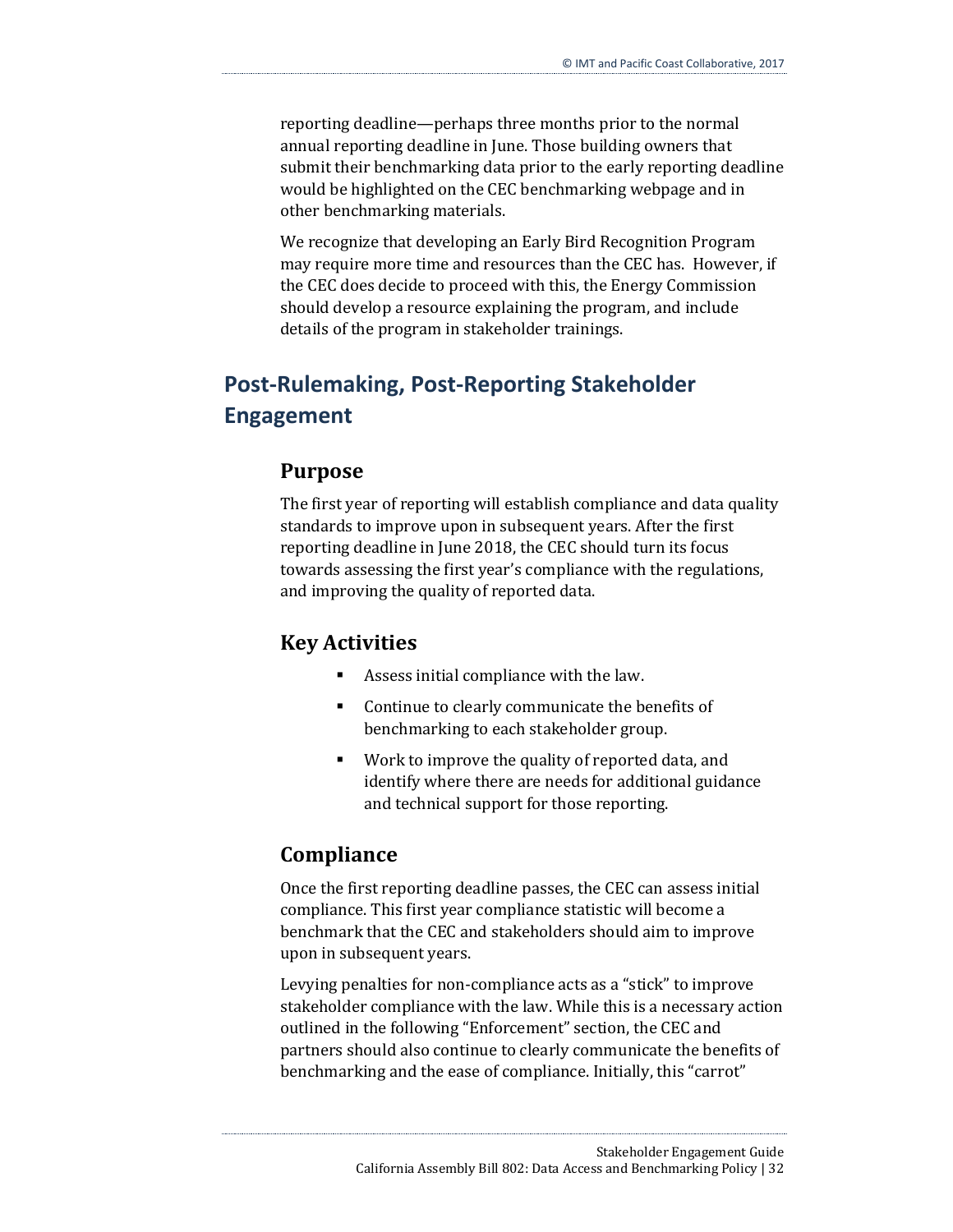reporting deadline—perhaps three months prior to the normal annual reporting deadline in June. Those building owners that submit their benchmarking data prior to the early reporting deadline would be highlighted on the CEC benchmarking webpage and in other benchmarking materials.

We recognize that developing an Early Bird Recognition Program may require more time and resources than the CEC has. However, if the CEC does decide to proceed with this, the Energy Commission should develop a resource explaining the program, and include details of the program in stakeholder trainings.

## Post-Rulemaking, Post-Reporting Stakeholder Engagement

### Purpose

The first year of reporting will establish compliance and data quality standards to improve upon in subsequent years. After the first reporting deadline in June 2018, the CEC should turn its focus towards assessing the first year's compliance with the regulations, and improving the quality of reported data.

### Key Activities

- Assess initial compliance with the law.
- Continue to clearly communicate the benefits of benchmarking to each stakeholder group.
- Work to improve the quality of reported data, and identify where there are needs for additional guidance and technical support for those reporting.

### Compliance

Once the first reporting deadline passes, the CEC can assess initial compliance. This first year compliance statistic will become a benchmark that the CEC and stakeholders should aim to improve upon in subsequent years.

Levying penalties for non-compliance acts as a "stick" to improve stakeholder compliance with the law. While this is a necessary action outlined in the following "Enforcement" section, the CEC and partners should also continue to clearly communicate the benefits of benchmarking and the ease of compliance. Initially, this "carrot"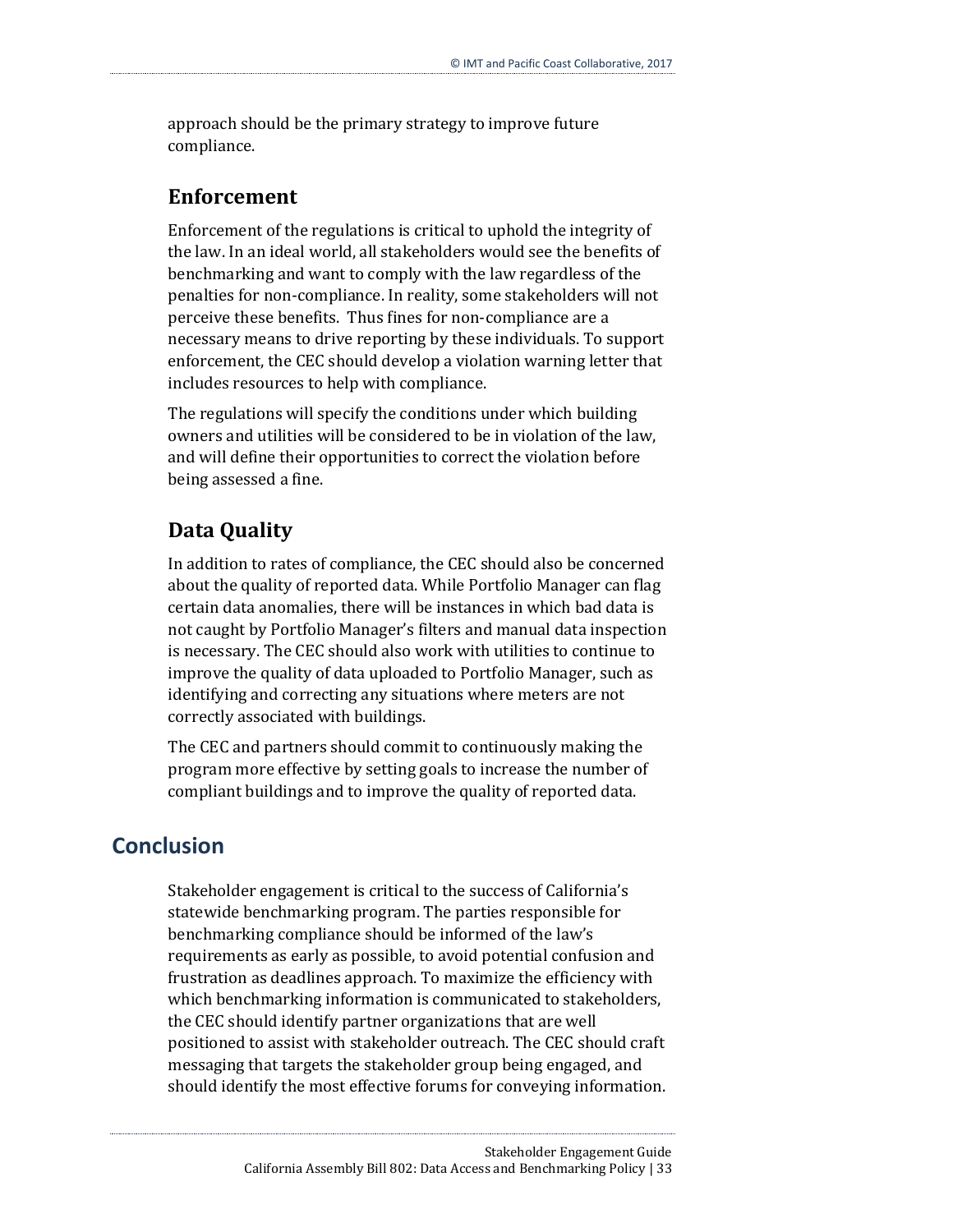approach should be the primary strategy to improve future compliance.

### Enforcement

Enforcement of the regulations is critical to uphold the integrity of the law. In an ideal world, all stakeholders would see the benefits of benchmarking and want to comply with the law regardless of the penalties for non-compliance. In reality, some stakeholders will not perceive these benefits. Thus fines for non-compliance are a necessary means to drive reporting by these individuals. To support enforcement, the CEC should develop a violation warning letter that includes resources to help with compliance.

The regulations will specify the conditions under which building owners and utilities will be considered to be in violation of the law, and will define their opportunities to correct the violation before being assessed a fine.

### Data Quality

In addition to rates of compliance, the CEC should also be concerned about the quality of reported data. While Portfolio Manager can flag certain data anomalies, there will be instances in which bad data is not caught by Portfolio Manager's filters and manual data inspection is necessary. The CEC should also work with utilities to continue to improve the quality of data uploaded to Portfolio Manager, such as identifying and correcting any situations where meters are not correctly associated with buildings.

The CEC and partners should commit to continuously making the program more effective by setting goals to increase the number of compliant buildings and to improve the quality of reported data.

## Conclusion

Stakeholder engagement is critical to the success of California's statewide benchmarking program. The parties responsible for benchmarking compliance should be informed of the law's requirements as early as possible, to avoid potential confusion and frustration as deadlines approach. To maximize the efficiency with which benchmarking information is communicated to stakeholders, the CEC should identify partner organizations that are well positioned to assist with stakeholder outreach. The CEC should craft messaging that targets the stakeholder group being engaged, and should identify the most effective forums for conveying information.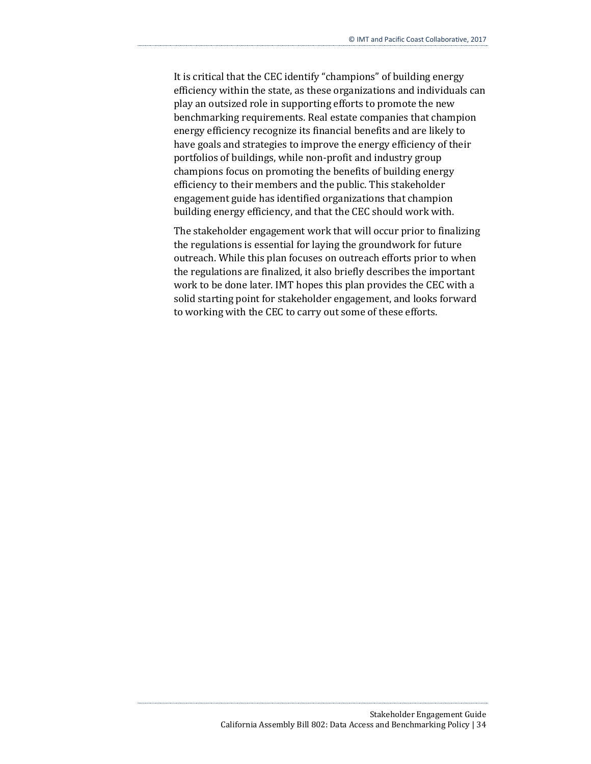It is critical that the CEC identify "champions" of building energy efficiency within the state, as these organizations and individuals can play an outsized role in supporting efforts to promote the new benchmarking requirements. Real estate companies that champion energy efficiency recognize its financial benefits and are likely to have goals and strategies to improve the energy efficiency of their portfolios of buildings, while non-profit and industry group champions focus on promoting the benefits of building energy efficiency to their members and the public. This stakeholder engagement guide has identified organizations that champion building energy efficiency, and that the CEC should work with.

The stakeholder engagement work that will occur prior to finalizing the regulations is essential for laying the groundwork for future outreach. While this plan focuses on outreach efforts prior to when the regulations are finalized, it also briefly describes the important work to be done later. IMT hopes this plan provides the CEC with a solid starting point for stakeholder engagement, and looks forward to working with the CEC to carry out some of these efforts.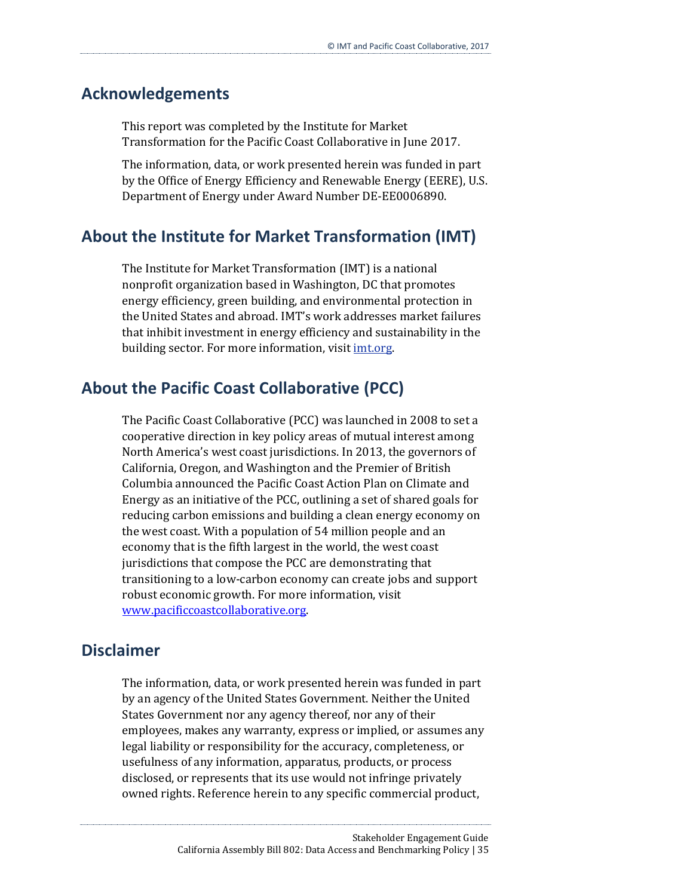## Acknowledgements

This report was completed by the Institute for Market Transformation for the Pacific Coast Collaborative in June 2017.

The information, data, or work presented herein was funded in part by the Office of Energy Efficiency and Renewable Energy (EERE), U.S. Department of Energy under Award Number DE-EE0006890.

## About the Institute for Market Transformation (IMT)

The Institute for Market Transformation (IMT) is a national nonprofit organization based in Washington, DC that promotes energy efficiency, green building, and environmental protection in the United States and abroad. IMT's work addresses market failures that inhibit investment in energy efficiency and sustainability in the building sector. For more information, visit [imt.org](imt.org).

## About the Pacific Coast Collaborative (PCC)

The Pacific Coast Collaborative (PCC) was launched in 2008 to set a cooperative direction in key policy areas of mutual interest among North America's west coast jurisdictions. In 2013, the governors of California, Oregon, and Washington and the Premier of British Columbia announced the Pacific Coast Action Plan on Climate and Energy as an initiative of the PCC, outlining a set of shared goals for reducing carbon emissions and building a clean energy economy on the west coast. With a population of 54 million people and an economy that is the fifth largest in the world, the west coast jurisdictions that compose the PCC are demonstrating that transitioning to a low-carbon economy can create jobs and support robust economic growth. For more information, visit [www.pacificcoastcollaborative.org](www.pacificcoastcollaborative.org).

## Disclaimer

The information, data, or work presented herein was funded in part by an agency of the United States Government. Neither the United States Government nor any agency thereof, nor any of their employees, makes any warranty, express or implied, or assumes any legal liability or responsibility for the accuracy, completeness, or usefulness of any information, apparatus, products, or process disclosed, or represents that its use would not infringe privately owned rights. Reference herein to any specific commercial product,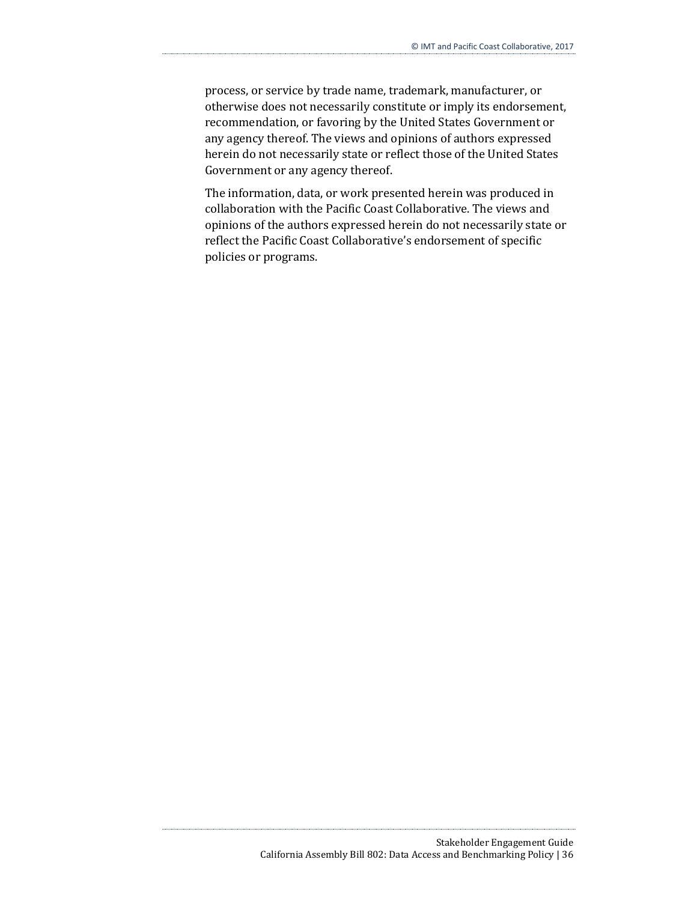process, or service by trade name, trademark, manufacturer, or otherwise does not necessarily constitute or imply its endorsement, recommendation, or favoring by the United States Government or any agency thereof. The views and opinions of authors expressed herein do not necessarily state or reflect those of the United States Government or any agency thereof.

The information, data, or work presented herein was produced in collaboration with the Pacific Coast Collaborative. The views and opinions of the authors expressed herein do not necessarily state or reflect the Pacific Coast Collaborative's endorsement of specific policies or programs.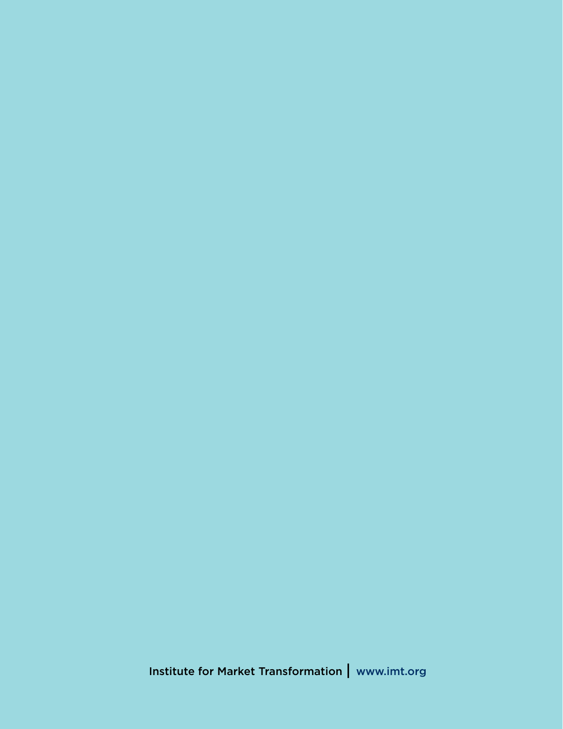Institute for Market Transformation | www.imt.org